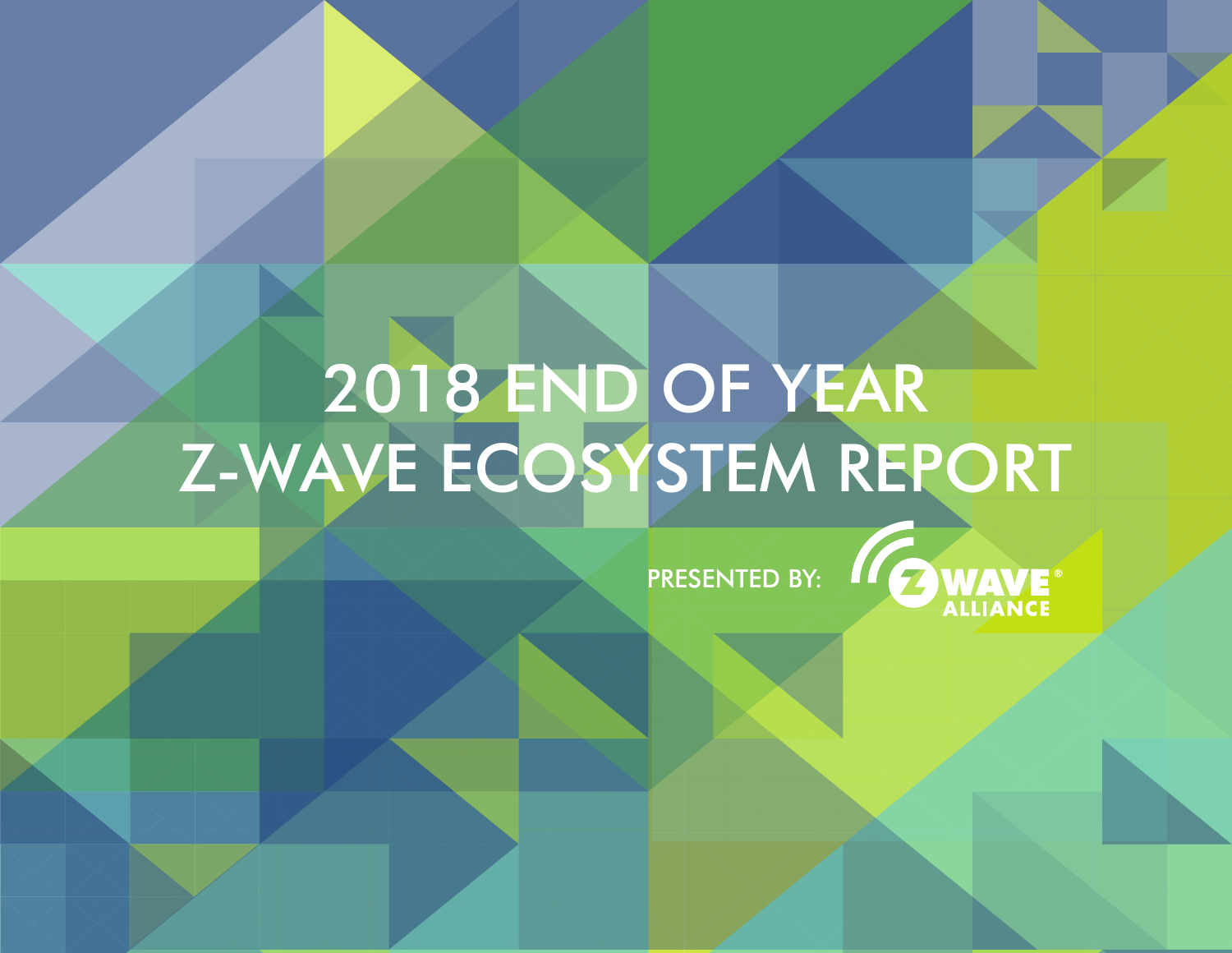# 2018 END OF YEAR Z-WAVE ECOSYSTEM REPORT

PRESENTED BY: Z-WAVE® ALLIANCE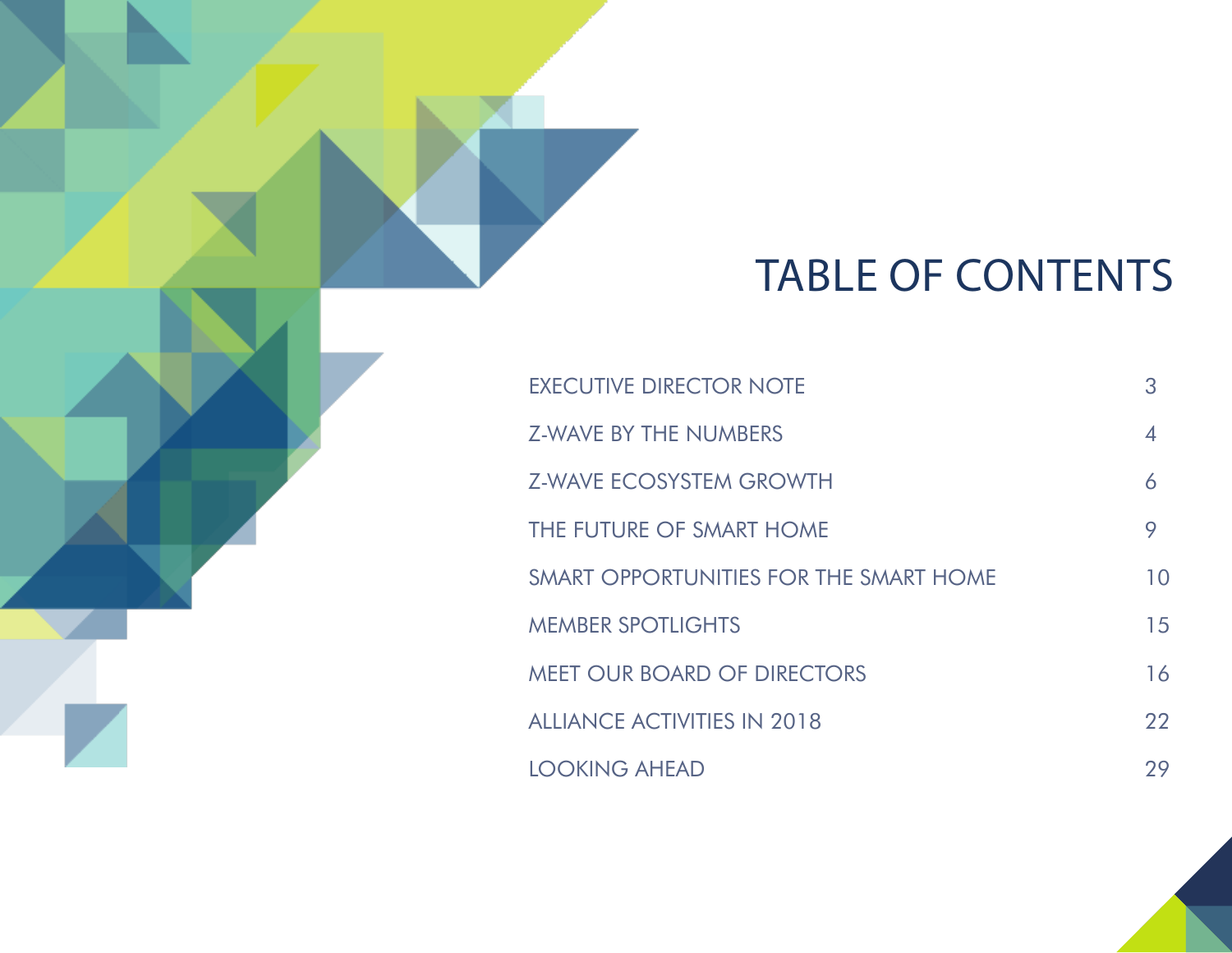# TABLE OF CONTENTS

| | |
|---|---|
| EXECUTIVE DIRECTOR NOTE | 3 |
| Z-WAVE BY THE NUMBERS | 4 |
| Z-WAVE ECOSYSTEM GROWTH | 6 |
| THE FUTURE OF SMART HOME | 9 |
| SMART OPPORTUNITIES FOR THE SMART HOME | 10 |
| MEMBER SPOTLIGHTS | 15 |
| MEET OUR BOARD OF DIRECTORS | 16 |
| ALLIANCE ACTIVITIES IN 2018 | 22 |
| LOOKING AHEAD | 29 |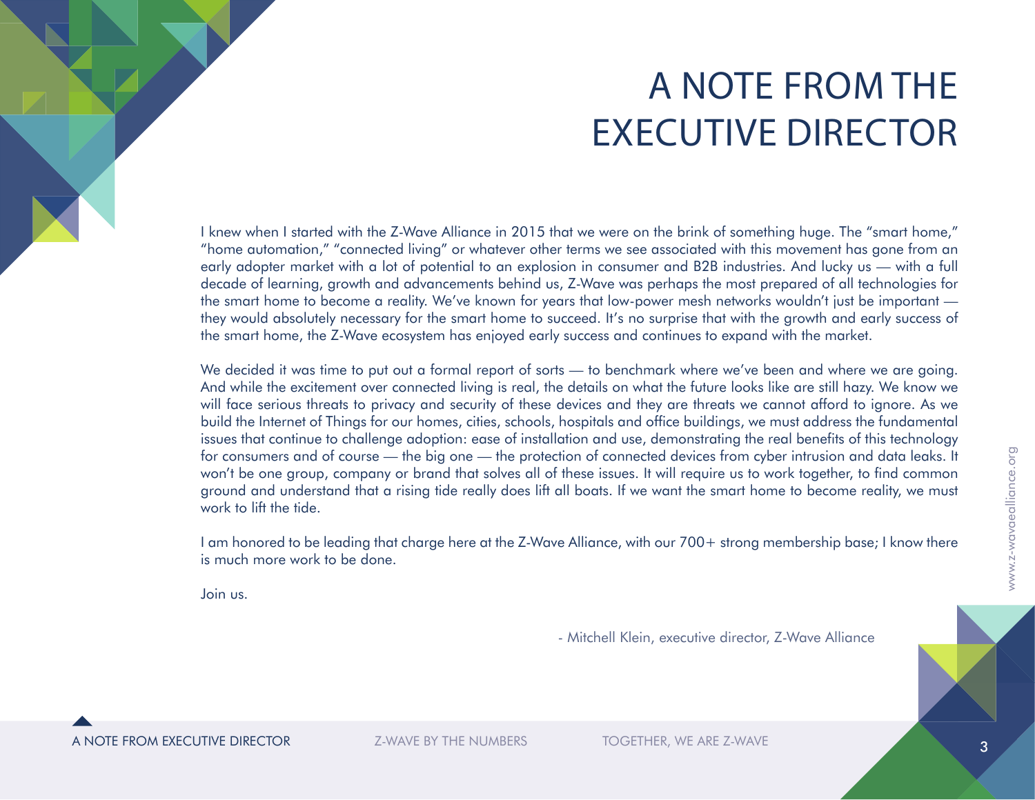# A NOTE FROM THE EXECUTIVE DIRECTOR

I knew when I started with the Z-Wave Alliance in 2015 that we were on the brink of something huge. The "smart home," "home automation," "connected living" or whatever other terms we see associated with this movement has gone from an early adopter market with a lot of potential to an explosion in consumer and B2B industries. And lucky us — with a full decade of learning, growth and advancements behind us, Z-Wave was perhaps the most prepared of all technologies for the smart home to become a reality. We've known for years that low-power mesh networks wouldn't just be important — they would absolutely necessary for the smart home to succeed. It's no surprise that with the growth and early success of the smart home, the Z-Wave ecosystem has enjoyed early success and continues to expand with the market.

We decided it was time to put out a formal report of sorts — to benchmark where we've been and where we are going. And while the excitement over connected living is real, the details on what the future looks like are still hazy. We know we will face serious threats to privacy and security of these devices and they are threats we cannot afford to ignore. As we build the Internet of Things for our homes, cities, schools, hospitals and office buildings, we must address the fundamental issues that continue to challenge adoption: ease of installation and use, demonstrating the real benefits of this technology for consumers and of course — the big one — the protection of connected devices from cyber intrusion and data leaks. It won't be one group, company or brand that solves all of these issues. It will require us to work together, to find common ground and understand that a rising tide really does lift all boats. If we want the smart home to become reality, we must work to lift the tide.

I am honored to be leading that charge here at the Z-Wave Alliance, with our 700+ strong membership base; I know there is much more work to be done.

Join us.

- Mitchell Klein, executive director, Z-Wave Alliance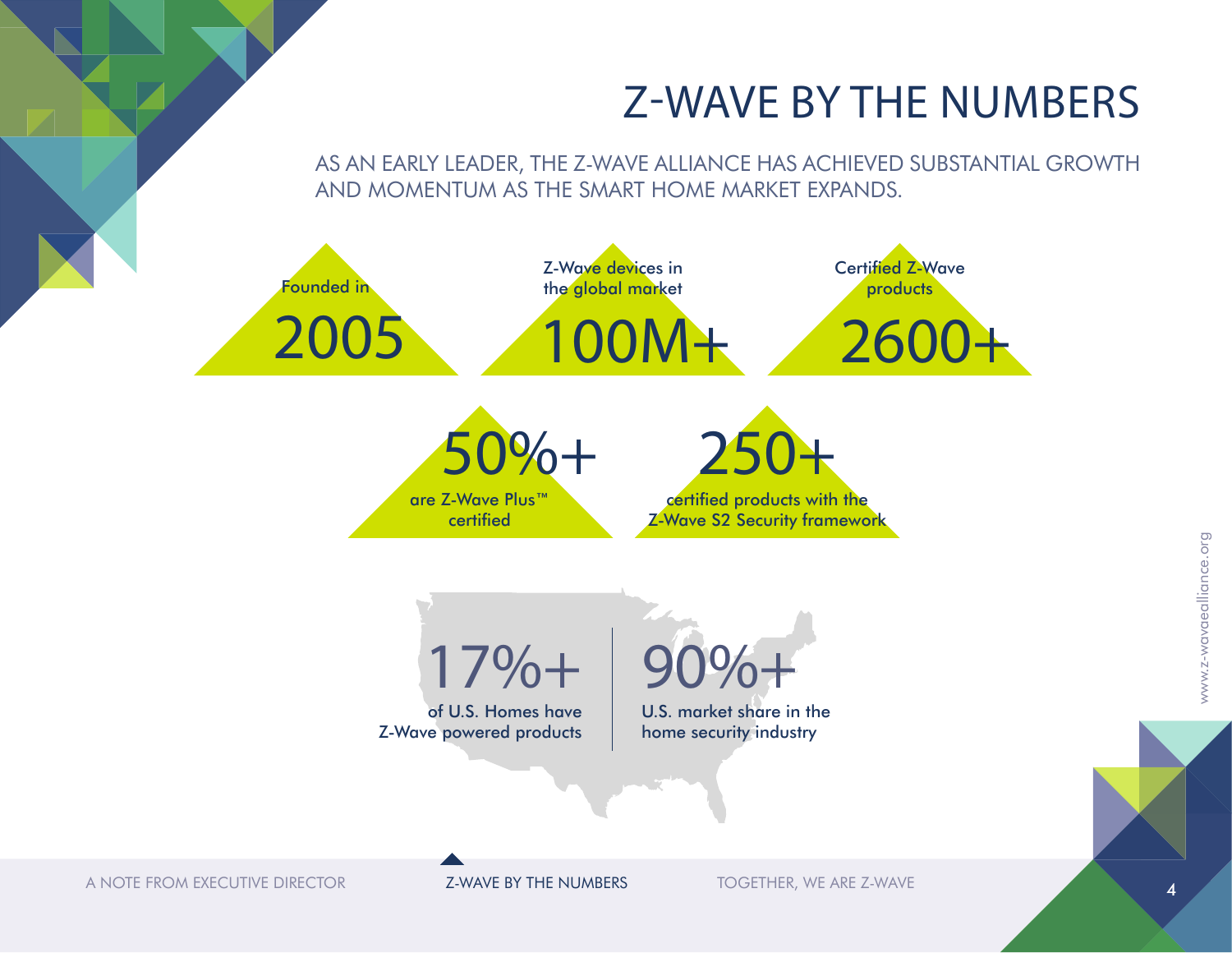# Z-WAVE BY THE NUMBERS

AS AN EARLY LEADER, THE Z-WAVE ALLIANCE HAS ACHIEVED SUBSTANTIAL GROWTH AND MOMENTUM AS THE SMART HOME MARKET EXPANDS.

Founded in
**2005**

Z-Wave devices in the global market
**100M+**

Certified Z-Wave products
**2600+**

**50%+**
are Z-Wave Plus™ certified

**250+**
certified products with the Z-Wave S2 Security framework

**17%+**
of U.S. Homes have Z-Wave powered products

**90%+**
U.S. market share in the home security industry

A NOTE FROM EXECUTIVE DIRECTOR | Z-WAVE BY THE NUMBERS | TOGETHER, WE ARE Z-WAVE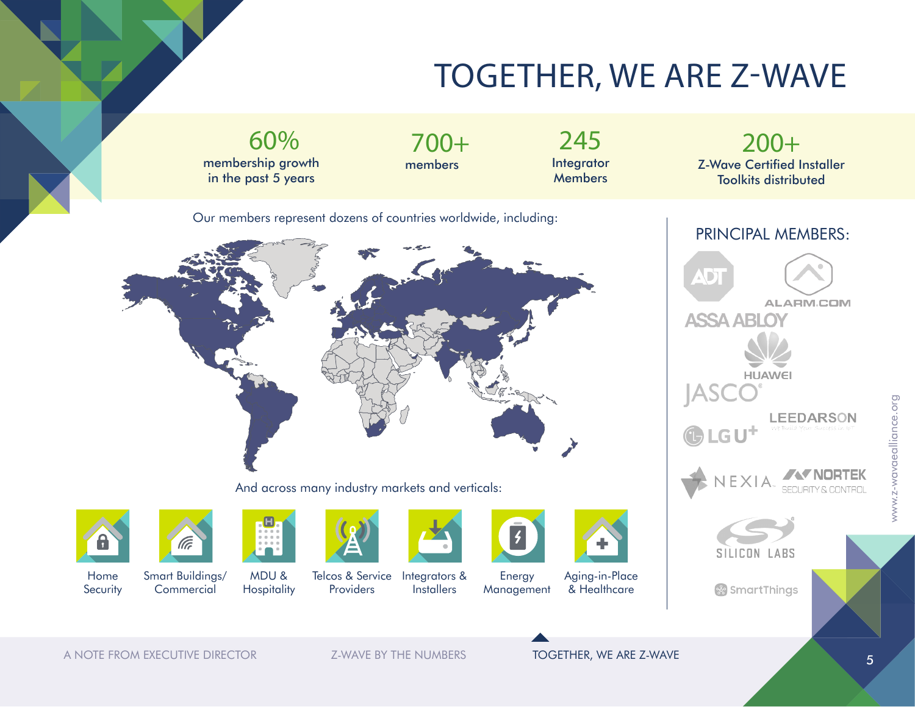# TOGETHER, WE ARE Z-WAVE

**60%**
membership growth in the past 5 years

**700+**
members

**245**
Integrator Members

**200+**
Z-Wave Certified Installer Toolkits distributed

Our members represent dozens of countries worldwide, including:

And across many industry markets and verticals:

- Home Security
- Smart Buildings/ Commercial
- MDU & Hospitality
- Telcos & Service Providers
- Integrators & Installers
- Energy Management
- Aging-in-Place & Healthcare

## PRINCIPAL MEMBERS:

- ADT
- ALARM.COM
- ASSA ABLOY
- HUAWEI
- JASCO
- LEEDARSON
- LG U+
- NEXIA
- NORTEK SECURITY & CONTROL
- SILICON LABS
- SmartThings

www.z-wavealliance.org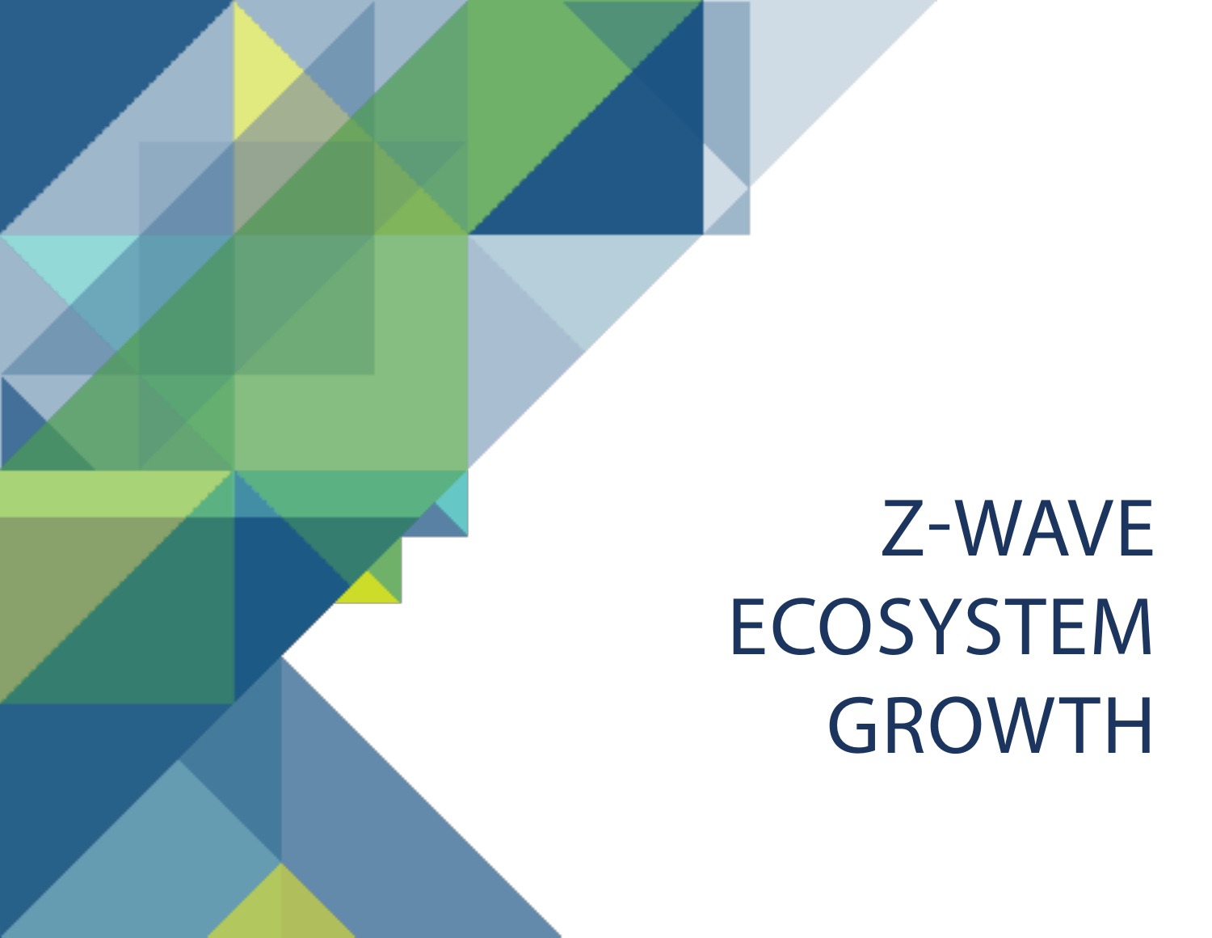# Z-WAVE ECOSYSTEM GROWTH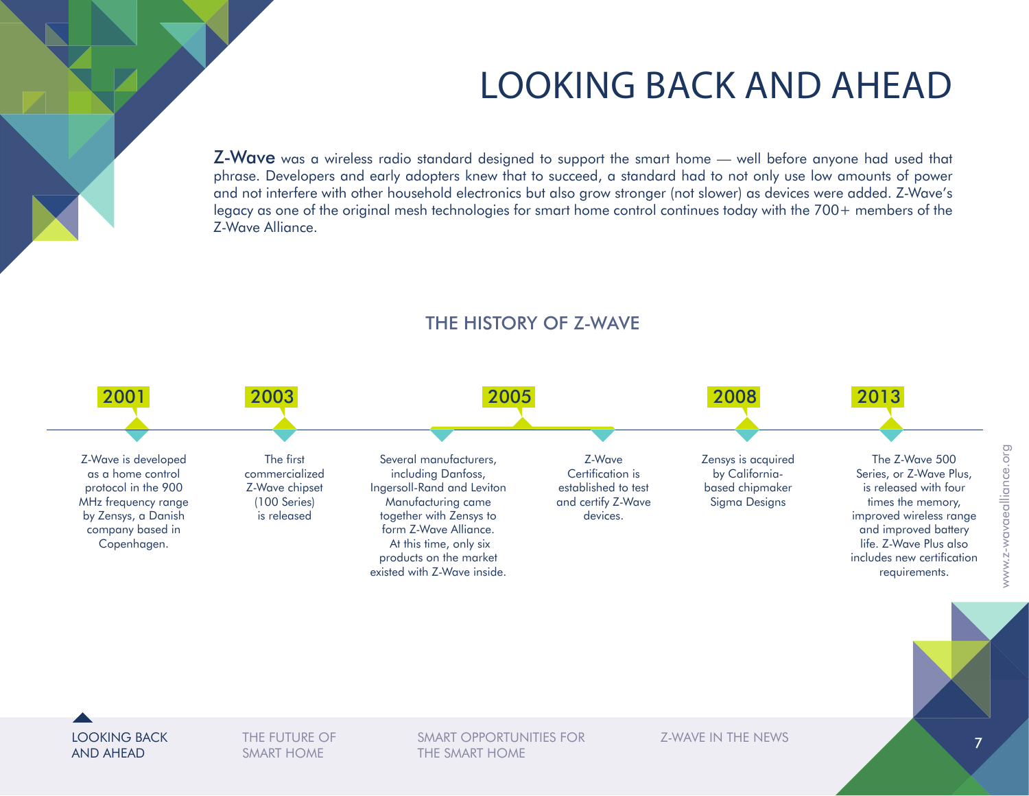# LOOKING BACK AND AHEAD

**Z-Wave** was a wireless radio standard designed to support the smart home — well before anyone had used that phrase. Developers and early adopters knew that to succeed, a standard had to not only use low amounts of power and not interfere with other household electronics but also grow stronger (not slower) as devices were added. Z-Wave's legacy as one of the original mesh technologies for smart home control continues today with the 700+ members of the Z-Wave Alliance.

## THE HISTORY OF Z-WAVE

**2001**

Z-Wave is developed as a home control protocol in the 900 MHz frequency range by Zensys, a Danish company based in Copenhagen.

**2003**

The first commercialized Z-Wave chipset (100 Series) is released

**2005**

Several manufacturers, including Danfoss, Ingersoll-Rand and Leviton Manufacturing came together with Zensys to form Z-Wave Alliance. At this time, only six products on the market existed with Z-Wave inside.

Z-Wave Certification is established to test and certify Z-Wave devices.

**2008**

Zensys is acquired by California-based chipmaker Sigma Designs

**2013**

The Z-Wave 500 Series, or Z-Wave Plus, is released with four times the memory, improved wireless range and improved battery life. Z-Wave Plus also includes new certification requirements.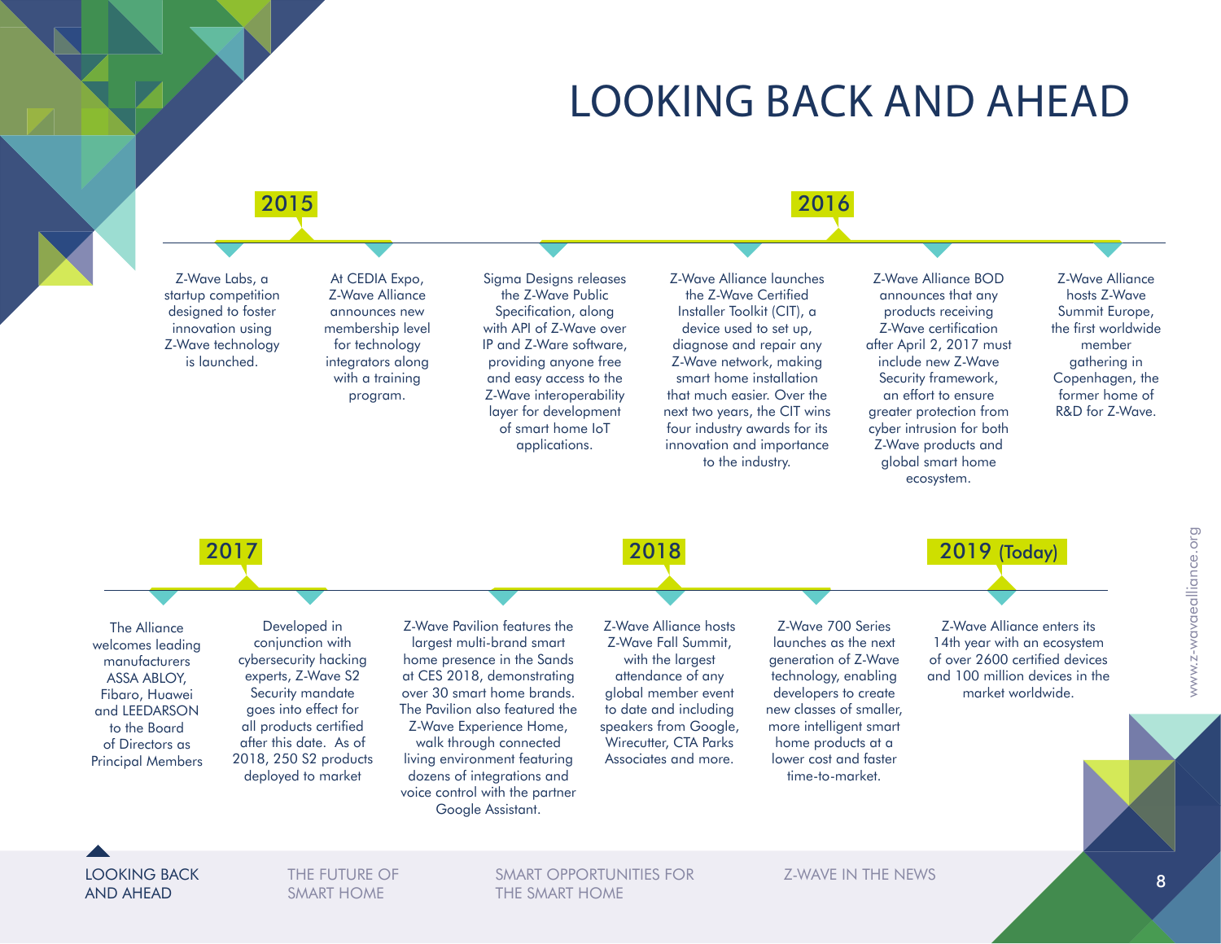# LOOKING BACK AND AHEAD

## 2015

Z-Wave Labs, a startup competition designed to foster innovation using Z-Wave technology is launched.

At CEDIA Expo, Z-Wave Alliance announces new membership level for technology integrators along with a training program.

Sigma Designs releases the Z-Wave Public Specification, along with API of Z-Wave over IP and Z-Ware software, providing anyone free and easy access to the Z-Wave interoperability layer for development of smart home IoT applications.

## 2016

Z-Wave Alliance launches the Z-Wave Certified Installer Toolkit (CIT), a device used to set up, diagnose and repair any Z-Wave network, making smart home installation that much easier. Over the next two years, the CIT wins four industry awards for its innovation and importance to the industry.

Z-Wave Alliance BOD announces that any products receiving Z-Wave certification after April 2, 2017 must include new Z-Wave Security framework, an effort to ensure greater protection from cyber intrusion for both Z-Wave products and global smart home ecosystem.

Z-Wave Alliance hosts Z-Wave Summit Europe, the first worldwide member gathering in Copenhagen, the former home of R&D for Z-Wave.

## 2017

The Alliance welcomes leading manufacturers ASSA ABLOY, Fibaro, Huawei and LEEDARSON to the Board of Directors as Principal Members

Developed in conjunction with cybersecurity hacking experts, Z-Wave S2 Security mandate goes into effect for all products certified after this date. As of 2018, 250 S2 products deployed to market

Z-Wave Pavilion features the largest multi-brand smart home presence in the Sands at CES 2018, demonstrating over 30 smart home brands. The Pavilion also featured the Z-Wave Experience Home, walk through connected living environment featuring dozens of integrations and voice control with the partner Google Assistant.

## 2018

Z-Wave Alliance hosts Z-Wave Fall Summit, with the largest attendance of any global member event to date and including speakers from Google, Wirecutter, CTA Parks Associates and more.

Z-Wave 700 Series launches as the next generation of Z-Wave technology, enabling developers to create new classes of smaller, more intelligent smart home products at a lower cost and faster time-to-market.

## 2019 (Today)

Z-Wave Alliance enters its 14th year with an ecosystem of over 2600 certified devices and 100 million devices in the market worldwide.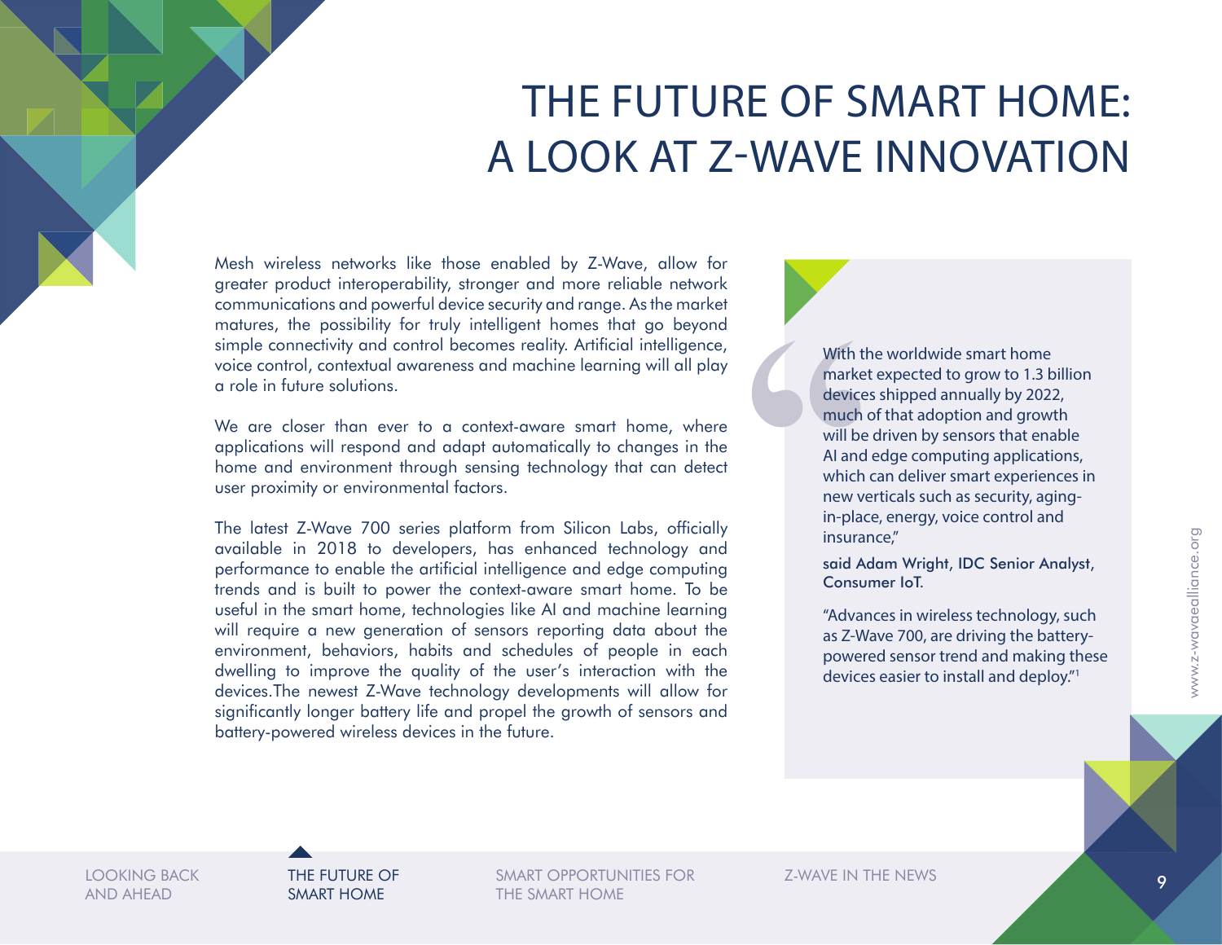# THE FUTURE OF SMART HOME: A LOOK AT Z-WAVE INNOVATION

Mesh wireless networks like those enabled by Z-Wave, allow for greater product interoperability, stronger and more reliable network communications and powerful device security and range. As the market matures, the possibility for truly intelligent homes that go beyond simple connectivity and control becomes reality. Artificial intelligence, voice control, contextual awareness and machine learning will all play a role in future solutions.

We are closer than ever to a context-aware smart home, where applications will respond and adapt automatically to changes in the home and environment through sensing technology that can detect user proximity or environmental factors.

The latest Z-Wave 700 series platform from Silicon Labs, officially available in 2018 to developers, has enhanced technology and performance to enable the artificial intelligence and edge computing trends and is built to power the context-aware smart home. To be useful in the smart home, technologies like AI and machine learning will require a new generation of sensors reporting data about the environment, behaviors, habits and schedules of people in each dwelling to improve the quality of the user's interaction with the devices.The newest Z-Wave technology developments will allow for significantly longer battery life and propel the growth of sensors and battery-powered wireless devices in the future.

> "With the worldwide smart home market expected to grow to 1.3 billion devices shipped annually by 2022, much of that adoption and growth will be driven by sensors that enable AI and edge computing applications, which can deliver smart experiences in new verticals such as security, aging-in-place, energy, voice control and insurance,"
>
> said Adam Wright, IDC Senior Analyst, Consumer IoT.
>
> "Advances in wireless technology, such as Z-Wave 700, are driving the battery-powered sensor trend and making these devices easier to install and deploy."[1]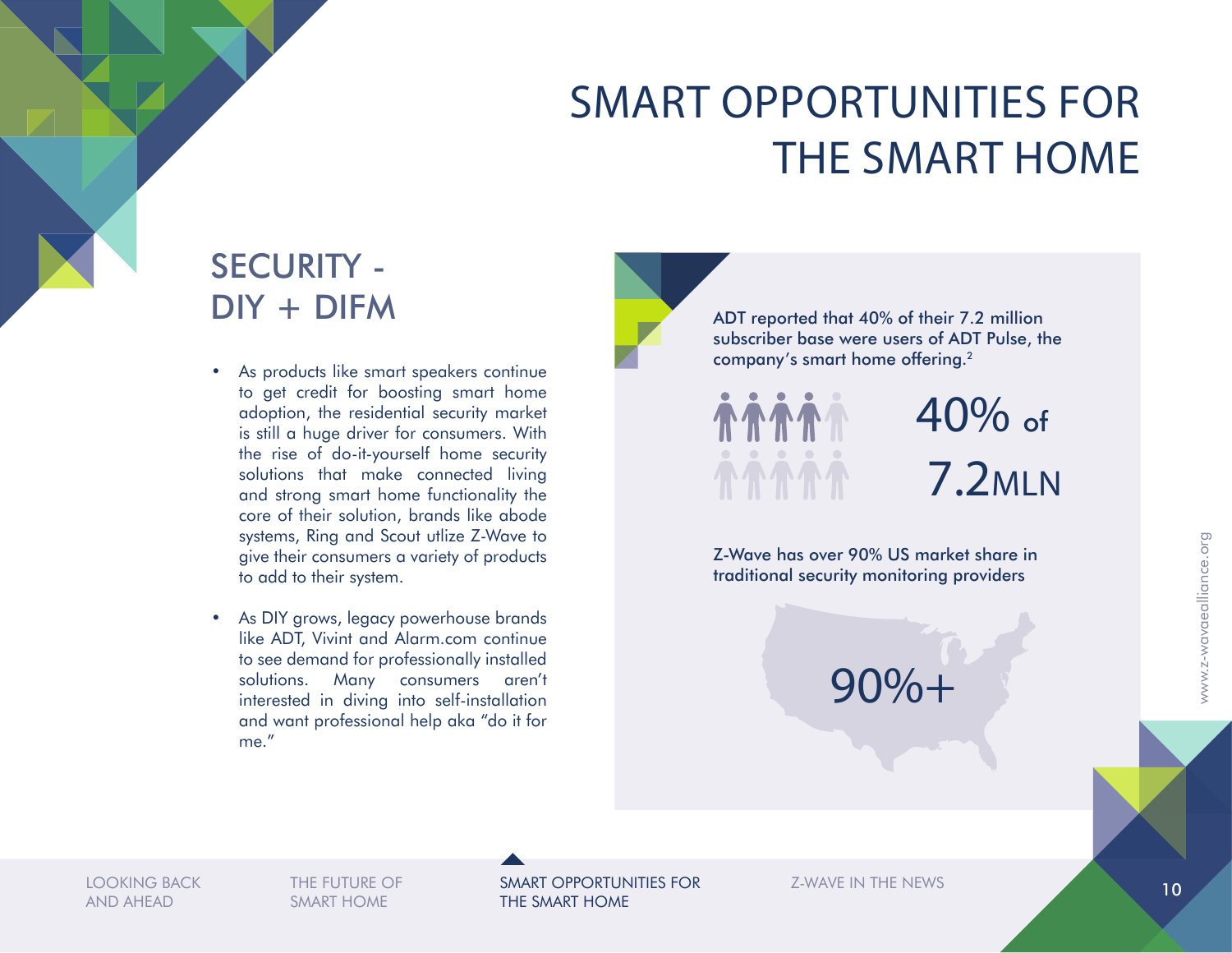# SMART OPPORTUNITIES FOR THE SMART HOME

## SECURITY - DIY + DIFM

- As products like smart speakers continue to get credit for boosting smart home adoption, the residential security market is still a huge driver for consumers. With the rise of do-it-yourself home security solutions that make connected living and strong smart home functionality the core of their solution, brands like abode systems, Ring and Scout utlize Z-Wave to give their consumers a variety of products to add to their system.
- As DIY grows, legacy powerhouse brands like ADT, Vivint and Alarm.com continue to see demand for professionally installed solutions. Many consumers aren't interested in diving into self-installation and want professional help aka "do it for me."

ADT reported that 40% of their 7.2 million subscriber base were users of ADT Pulse, the company's smart home offering.[2]

40% of 7.2MLN

Z-Wave has over 90% US market share in traditional security monitoring providers

90%+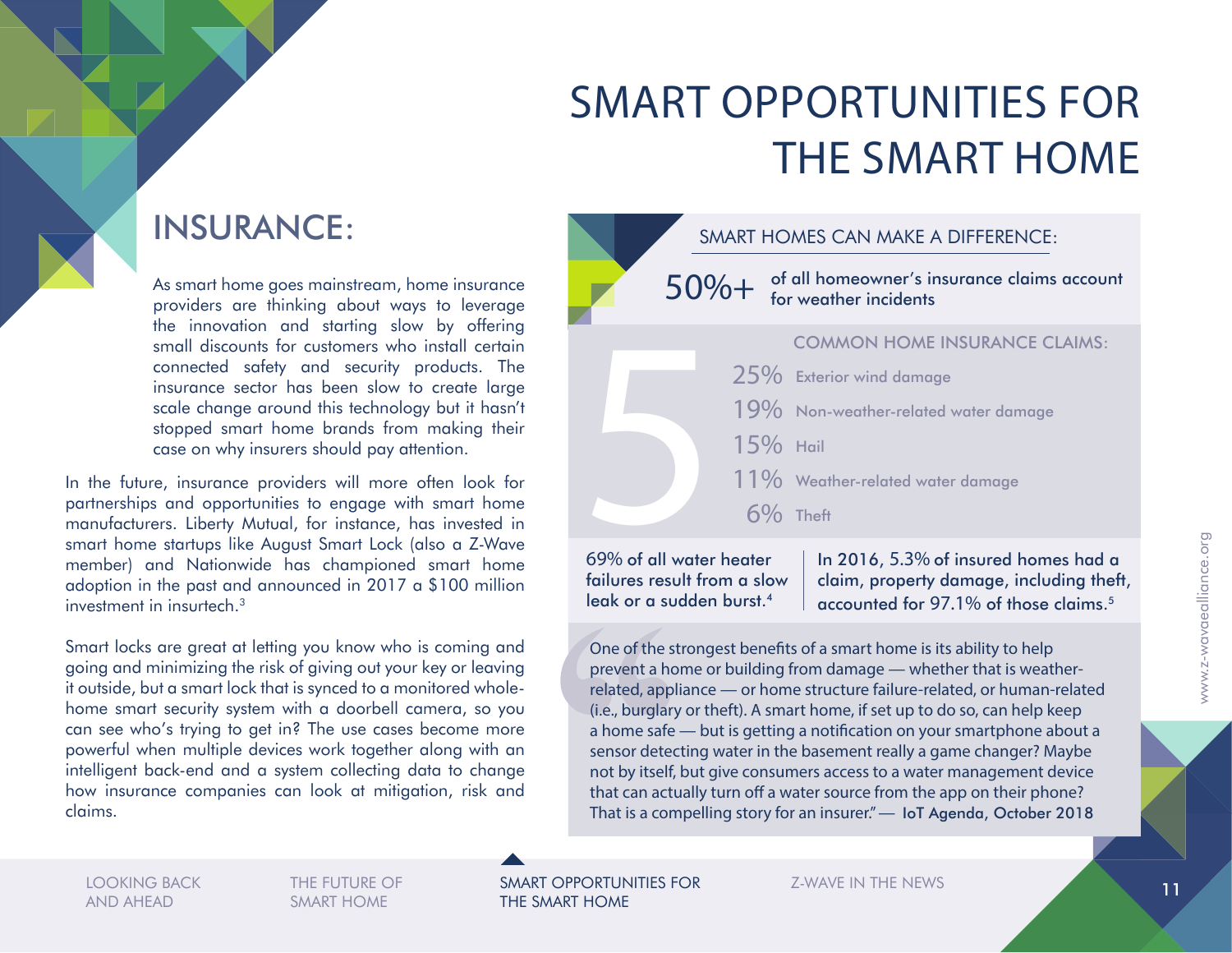# SMART OPPORTUNITIES FOR THE SMART HOME

## INSURANCE:

As smart home goes mainstream, home insurance providers are thinking about ways to leverage the innovation and starting slow by offering small discounts for customers who install certain connected safety and security products. The insurance sector has been slow to create large scale change around this technology but it hasn't stopped smart home brands from making their case on why insurers should pay attention.

In the future, insurance providers will more often look for partnerships and opportunities to engage with smart home manufacturers. Liberty Mutual, for instance, has invested in smart home startups like August Smart Lock (also a Z-Wave member) and Nationwide has championed smart home adoption in the past and announced in 2017 a $100 million investment in insurtech.[3]

Smart locks are great at letting you know who is coming and going and minimizing the risk of giving out your key or leaving it outside, but a smart lock that is synced to a monitored whole-home smart security system with a doorbell camera, so you can see who's trying to get in? The use cases become more powerful when multiple devices work together along with an intelligent back-end and a system collecting data to change how insurance companies can look at mitigation, risk and claims.

### SMART HOMES CAN MAKE A DIFFERENCE:

**50%+** of all homeowner's insurance claims account for weather incidents

**5** COMMON HOME INSURANCE CLAIMS:

- 25% Exterior wind damage
- 19% Non-weather-related water damage
- 15% Hail
- 11% Weather-related water damage
- 6% Theft

69% of all water heater failures result from a slow leak or a sudden burst.[4]

In 2016, 5.3% of insured homes had a claim, property damage, including theft, accounted for 97.1% of those claims.[5]

> "One of the strongest benefits of a smart home is its ability to help prevent a home or building from damage — whether that is weather-related, appliance — or home structure failure-related, or human-related (i.e., burglary or theft). A smart home, if set up to do so, can help keep a home safe — but is getting a notification on your smartphone about a sensor detecting water in the basement really a game changer? Maybe not by itself, but give consumers access to a water management device that can actually turn off a water source from the app on their phone? That is a compelling story for an insurer." — **IoT Agenda, October 2018**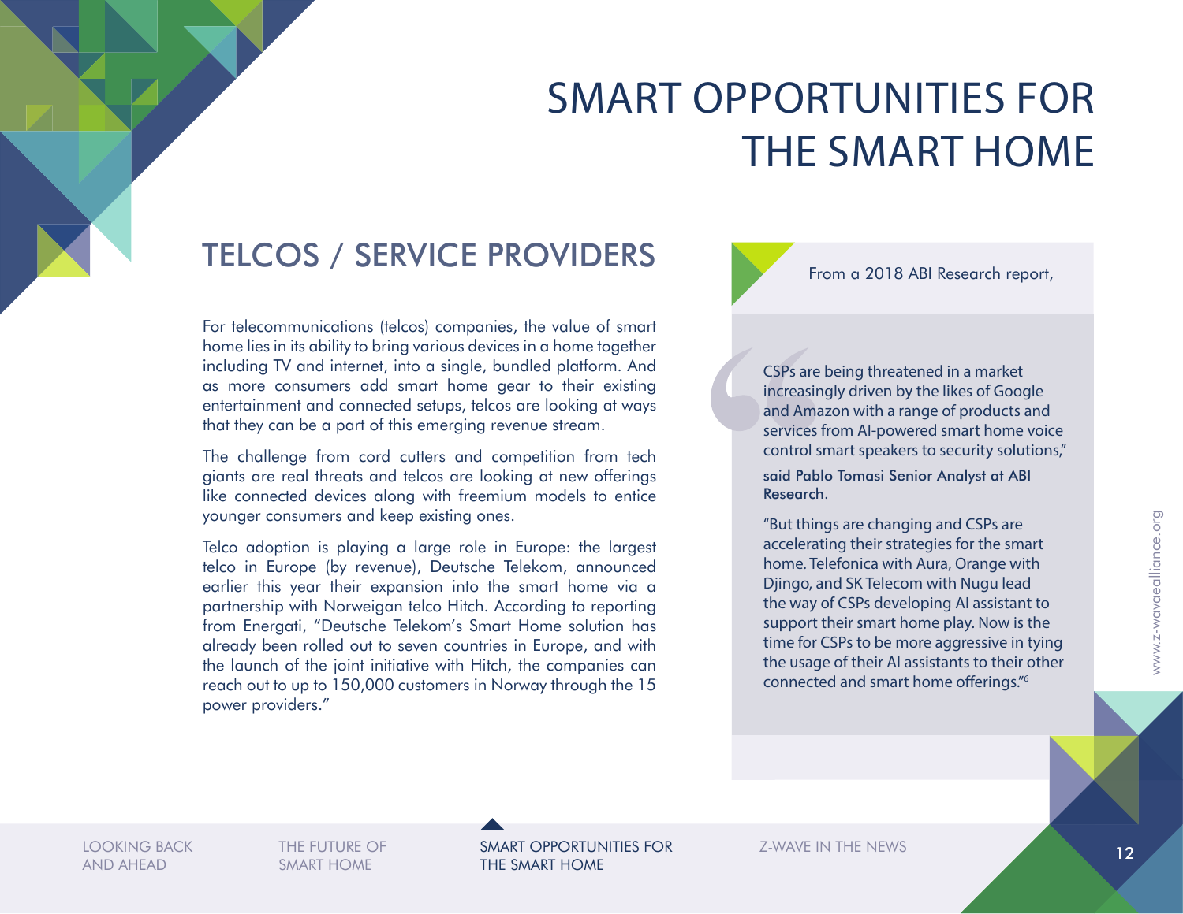# SMART OPPORTUNITIES FOR THE SMART HOME

## TELCOS / SERVICE PROVIDERS

For telecommunications (telcos) companies, the value of smart home lies in its ability to bring various devices in a home together including TV and internet, into a single, bundled platform. And as more consumers add smart home gear to their existing entertainment and connected setups, telcos are looking at ways that they can be a part of this emerging revenue stream.

The challenge from cord cutters and competition from tech giants are real threats and telcos are looking at new offerings like connected devices along with freemium models to entice younger consumers and keep existing ones.

Telco adoption is playing a large role in Europe: the largest telco in Europe (by revenue), Deutsche Telekom, announced earlier this year their expansion into the smart home via a partnership with Norweigan telco Hitch. According to reporting from Energati, "Deutsche Telekom's Smart Home solution has already been rolled out to seven countries in Europe, and with the launch of the joint initiative with Hitch, the companies can reach out to up to 150,000 customers in Norway through the 15 power providers."

From a 2018 ABI Research report,

> CSPs are being threatened in a market increasingly driven by the likes of Google and Amazon with a range of products and services from AI-powered smart home voice control smart speakers to security solutions,"
>
> said Pablo Tomasi Senior Analyst at ABI Research.
>
> "But things are changing and CSPs are accelerating their strategies for the smart home. Telefonica with Aura, Orange with Djingo, and SK Telecom with Nugu lead the way of CSPs developing AI assistant to support their smart home play. Now is the time for CSPs to be more aggressive in tying the usage of their AI assistants to their other connected and smart home offerings."[6]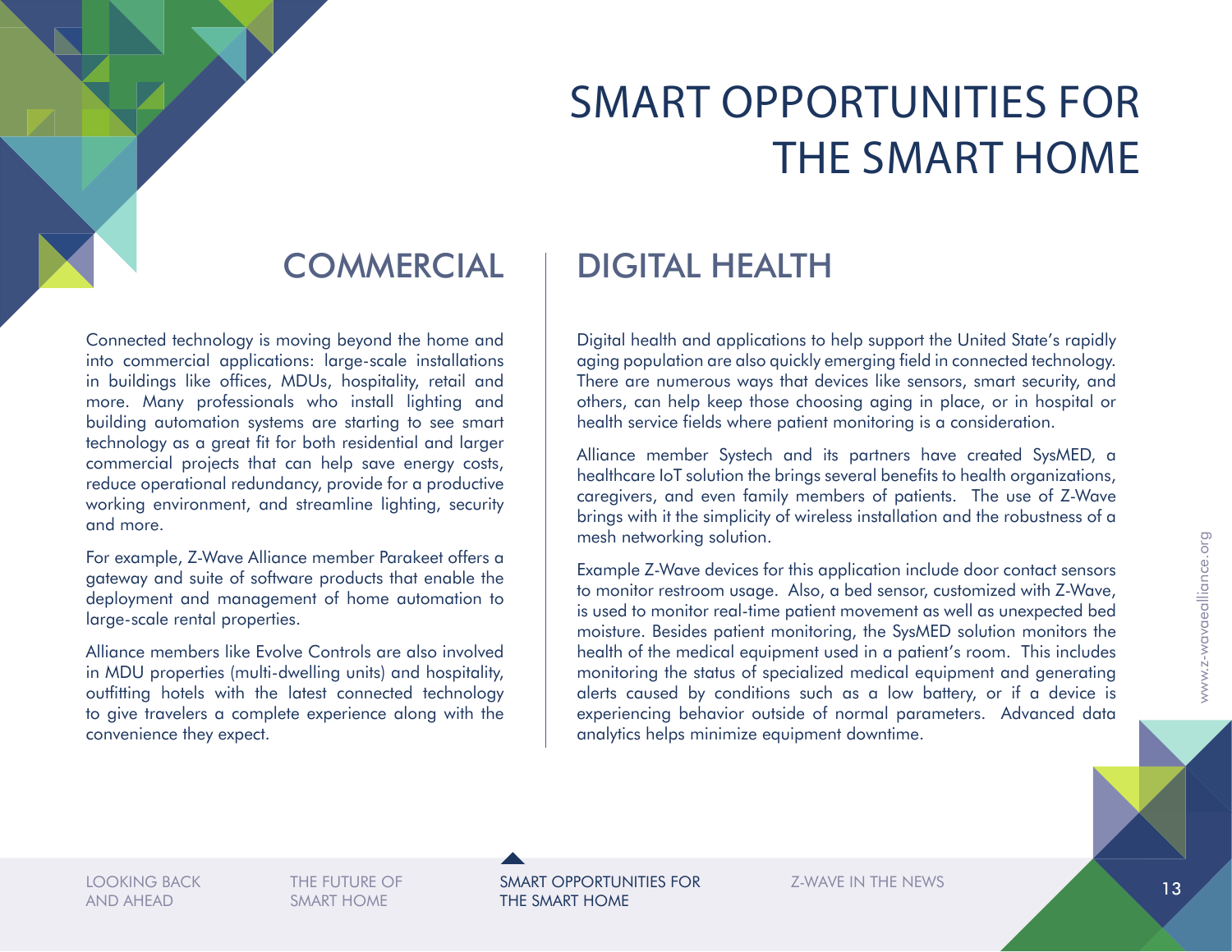# SMART OPPORTUNITIES FOR THE SMART HOME

## COMMERCIAL

Connected technology is moving beyond the home and into commercial applications: large-scale installations in buildings like offices, MDUs, hospitality, retail and more. Many professionals who install lighting and building automation systems are starting to see smart technology as a great fit for both residential and larger commercial projects that can help save energy costs, reduce operational redundancy, provide for a productive working environment, and streamline lighting, security and more.

For example, Z-Wave Alliance member Parakeet offers a gateway and suite of software products that enable the deployment and management of home automation to large-scale rental properties.

Alliance members like Evolve Controls are also involved in MDU properties (multi-dwelling units) and hospitality, outfitting hotels with the latest connected technology to give travelers a complete experience along with the convenience they expect.

## DIGITAL HEALTH

Digital health and applications to help support the United State's rapidly aging population are also quickly emerging field in connected technology. There are numerous ways that devices like sensors, smart security, and others, can help keep those choosing aging in place, or in hospital or health service fields where patient monitoring is a consideration.

Alliance member Systech and its partners have created SysMED, a healthcare IoT solution the brings several benefits to health organizations, caregivers, and even family members of patients. The use of Z-Wave brings with it the simplicity of wireless installation and the robustness of a mesh networking solution.

Example Z-Wave devices for this application include door contact sensors to monitor restroom usage. Also, a bed sensor, customized with Z-Wave, is used to monitor real-time patient movement as well as unexpected bed moisture. Besides patient monitoring, the SysMED solution monitors the health of the medical equipment used in a patient's room. This includes monitoring the status of specialized medical equipment and generating alerts caused by conditions such as a low battery, or if a device is experiencing behavior outside of normal parameters. Advanced data analytics helps minimize equipment downtime.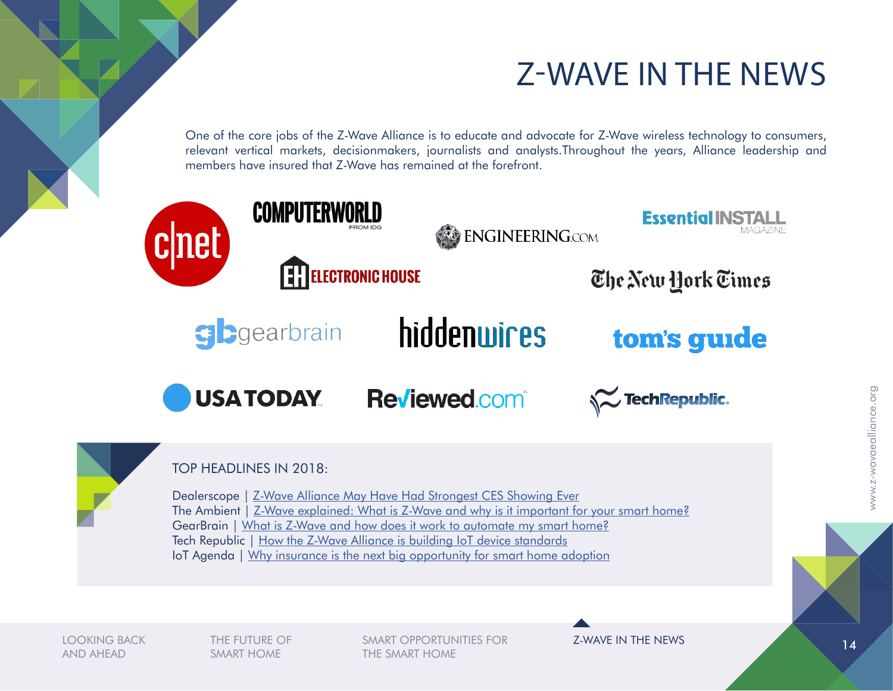# Z-WAVE IN THE NEWS

One of the core jobs of the Z-Wave Alliance is to educate and advocate for Z-Wave wireless technology to consumers, relevant vertical markets, decisionmakers, journalists and analysts.Throughout the years, Alliance leadership and members have insured that Z-Wave has remained at the forefront.

TOP HEADLINES IN 2018:

Dealerscope | Z-Wave Alliance May Have Had Strongest CES Showing Ever
The Ambient | Z-Wave explained: What is Z-Wave and why is it important for your smart home?
GearBrain | What is Z-Wave and how does it work to automate my smart home?
Tech Republic | How the Z-Wave Alliance is building IoT device standards
IoT Agenda | Why insurance is the next big opportunity for smart home adoption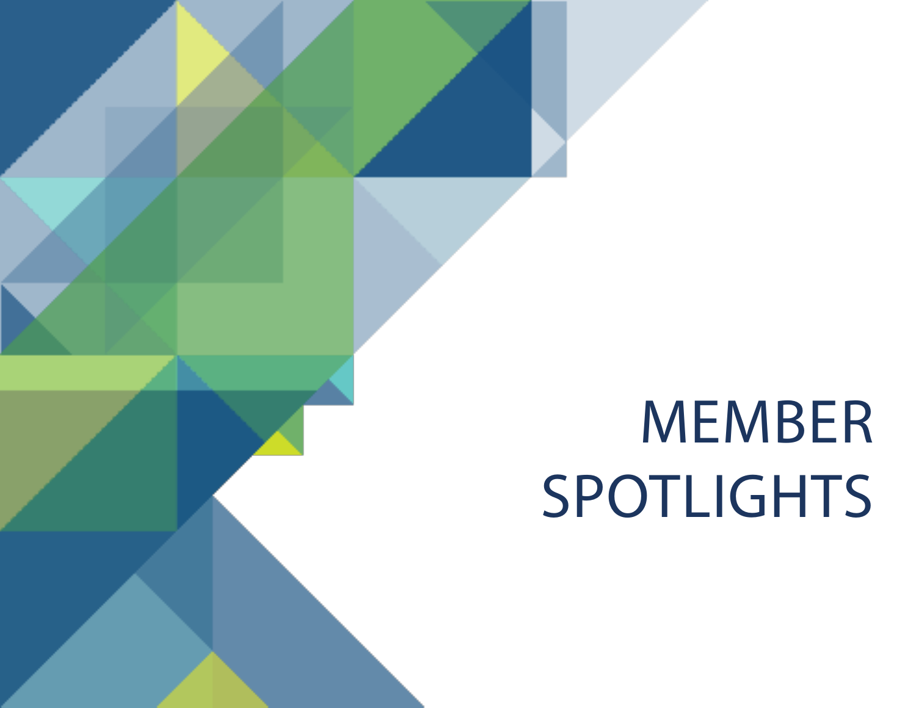# MEMBER SPOTLIGHTS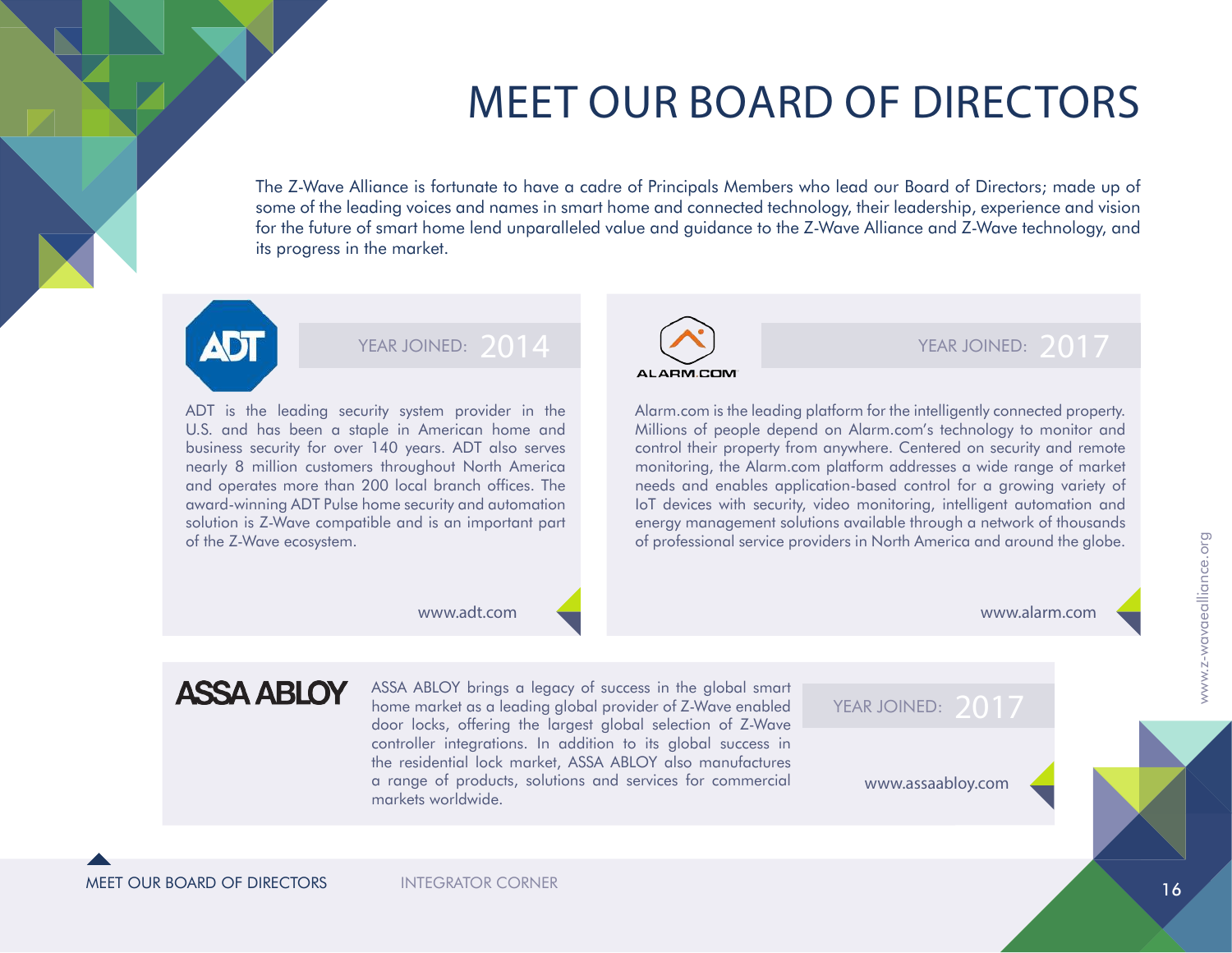# MEET OUR BOARD OF DIRECTORS

The Z-Wave Alliance is fortunate to have a cadre of Principals Members who lead our Board of Directors; made up of some of the leading voices and names in smart home and connected technology, their leadership, experience and vision for the future of smart home lend unparalleled value and guidance to the Z-Wave Alliance and Z-Wave technology, and its progress in the market.

## ADT

YEAR JOINED: 2014

ADT is the leading security system provider in the U.S. and has been a staple in American home and business security for over 140 years. ADT also serves nearly 8 million customers throughout North America and operates more than 200 local branch offices. The award-winning ADT Pulse home security and automation solution is Z-Wave compatible and is an important part of the Z-Wave ecosystem.

www.adt.com

## ALARM.COM

YEAR JOINED: 2017

Alarm.com is the leading platform for the intelligently connected property. Millions of people depend on Alarm.com's technology to monitor and control their property from anywhere. Centered on security and remote monitoring, the Alarm.com platform addresses a wide range of market needs and enables application-based control for a growing variety of IoT devices with security, video monitoring, intelligent automation and energy management solutions available through a network of thousands of professional service providers in North America and around the globe.

www.alarm.com

## ASSA ABLOY

ASSA ABLOY brings a legacy of success in the global smart home market as a leading global provider of Z-Wave enabled door locks, offering the largest global selection of Z-Wave controller integrations. In addition to its global success in the residential lock market, ASSA ABLOY also manufactures a range of products, solutions and services for commercial markets worldwide.

YEAR JOINED: 2017

www.assaabloy.com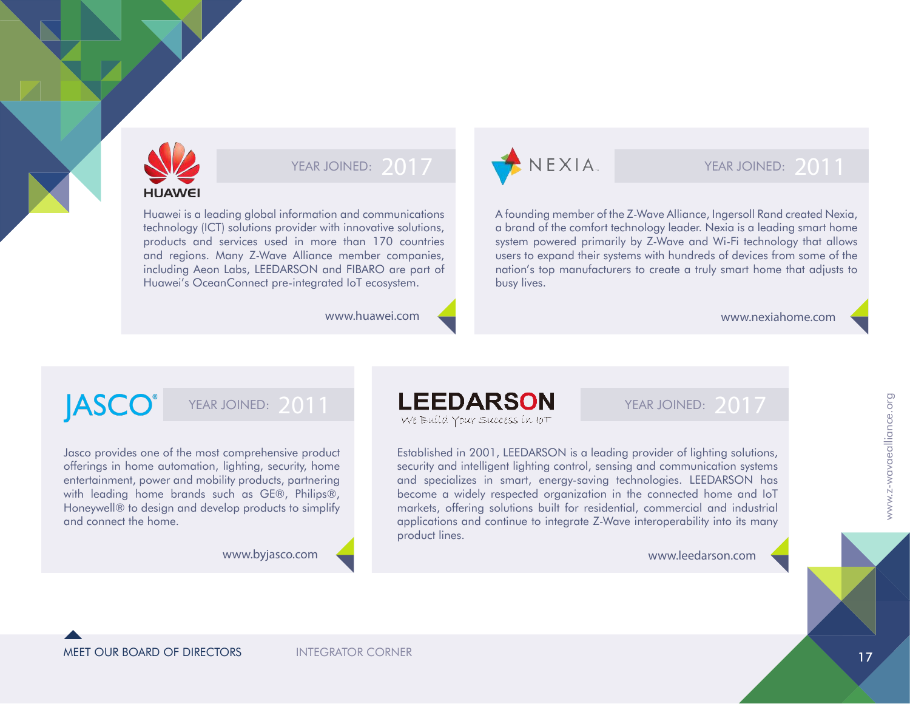## HUAWEI

YEAR JOINED: 2017

Huawei is a leading global information and communications technology (ICT) solutions provider with innovative solutions, products and services used in more than 170 countries and regions. Many Z-Wave Alliance member companies, including Aeon Labs, LEEDARSON and FIBARO are part of Huawei's OceanConnect pre-integrated IoT ecosystem.

www.huawei.com

## NEXIA

YEAR JOINED: 2011

A founding member of the Z-Wave Alliance, Ingersoll Rand created Nexia, a brand of the comfort technology leader. Nexia is a leading smart home system powered primarily by Z-Wave and Wi-Fi technology that allows users to expand their systems with hundreds of devices from some of the nation's top manufacturers to create a truly smart home that adjusts to busy lives.

www.nexiahome.com

## JASCO

YEAR JOINED: 2011

Jasco provides one of the most comprehensive product offerings in home automation, lighting, security, home entertainment, power and mobility products, partnering with leading home brands such as GE®, Philips®, Honeywell® to design and develop products to simplify and connect the home.

www.byjasco.com

## LEEDARSON

We Build Your Success in IoT

YEAR JOINED: 2017

Established in 2001, LEEDARSON is a leading provider of lighting solutions, security and intelligent lighting control, sensing and communication systems and specializes in smart, energy-saving technologies. LEEDARSON has become a widely respected organization in the connected home and IoT markets, offering solutions built for residential, commercial and industrial applications and continue to integrate Z-Wave interoperability into its many product lines.

www.leedarson.com

MEET OUR BOARD OF DIRECTORS

INTEGRATOR CORNER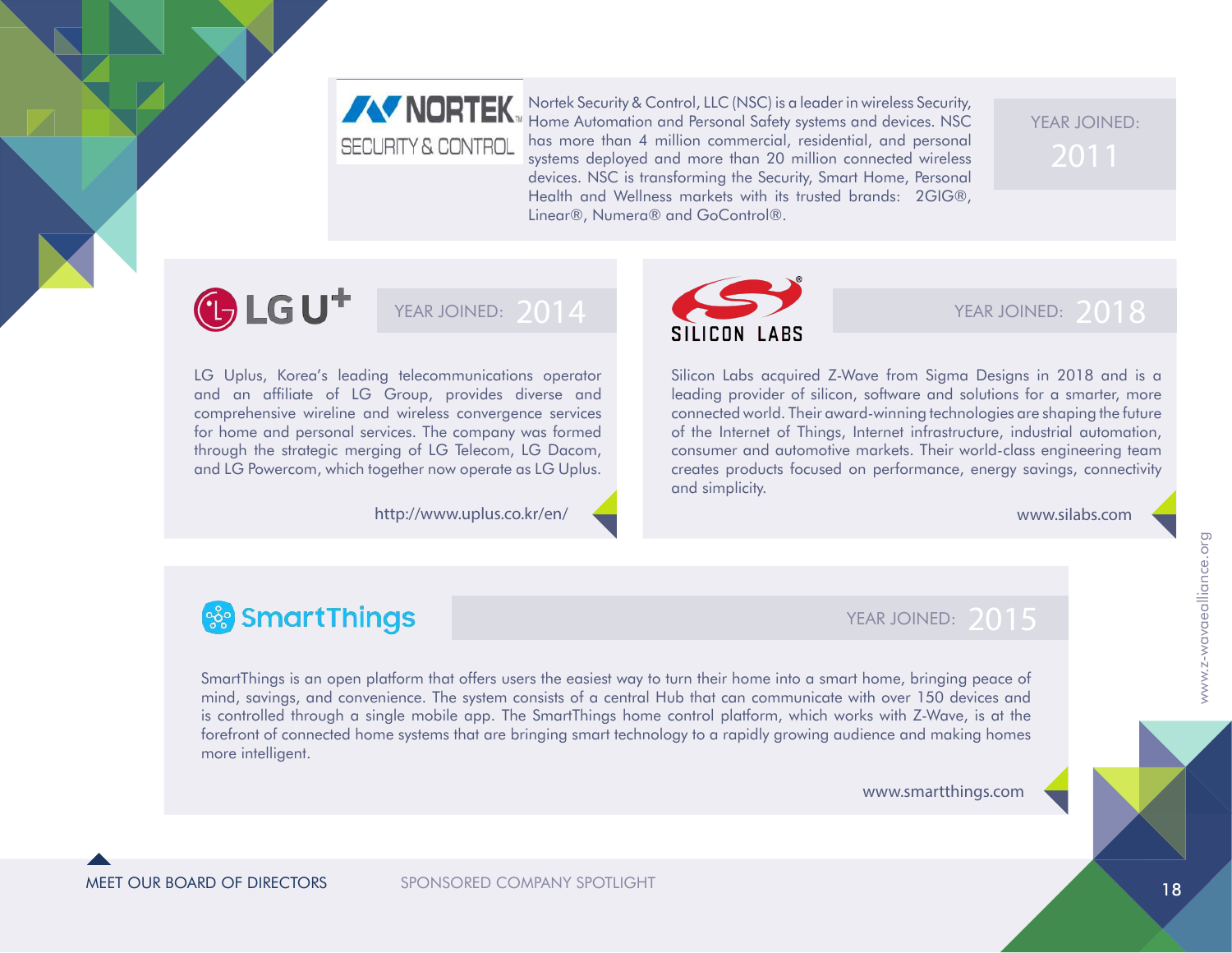## NORTEK SECURITY & CONTROL

Nortek Security & Control, LLC (NSC) is a leader in wireless Security, Home Automation and Personal Safety systems and devices. NSC has more than 4 million commercial, residential, and personal systems deployed and more than 20 million connected wireless devices. NSC is transforming the Security, Smart Home, Personal Health and Wellness markets with its trusted brands: 2GIG®, Linear®, Numera® and GoControl®.

YEAR JOINED: 2011

## LG U+

YEAR JOINED: 2014

LG Uplus, Korea's leading telecommunications operator and an affiliate of LG Group, provides diverse and comprehensive wireline and wireless convergence services for home and personal services. The company was formed through the strategic merging of LG Telecom, LG Dacom, and LG Powercom, which together now operate as LG Uplus.

http://www.uplus.co.kr/en/

## SILICON LABS

YEAR JOINED: 2018

Silicon Labs acquired Z-Wave from Sigma Designs in 2018 and is a leading provider of silicon, software and solutions for a smarter, more connected world. Their award-winning technologies are shaping the future of the Internet of Things, Internet infrastructure, industrial automation, consumer and automotive markets. Their world-class engineering team creates products focused on performance, energy savings, connectivity and simplicity.

www.silabs.com

## SmartThings

YEAR JOINED: 2015

SmartThings is an open platform that offers users the easiest way to turn their home into a smart home, bringing peace of mind, savings, and convenience. The system consists of a central Hub that can communicate with over 150 devices and is controlled through a single mobile app. The SmartThings home control platform, which works with Z-Wave, is at the forefront of connected home systems that are bringing smart technology to a rapidly growing audience and making homes more intelligent.

www.smartthings.com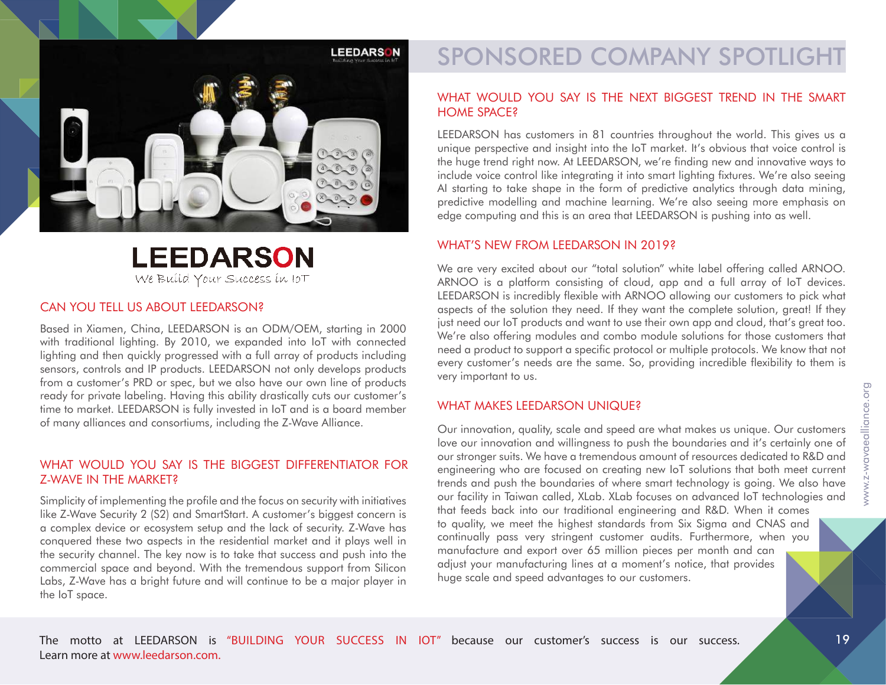# SPONSORED COMPANY SPOTLIGHT

LEEDARSON

We Build Your Success in IoT

## CAN YOU TELL US ABOUT LEEDARSON?

Based in Xiamen, China, LEEDARSON is an ODM/OEM, starting in 2000 with traditional lighting. By 2010, we expanded into IoT with connected lighting and then quickly progressed with a full array of products including sensors, controls and IP products. LEEDARSON not only develops products from a customer's PRD or spec, but we also have our own line of products ready for private labeling. Having this ability drastically cuts our customer's time to market. LEEDARSON is fully invested in IoT and is a board member of many alliances and consortiums, including the Z-Wave Alliance.

## WHAT WOULD YOU SAY IS THE BIGGEST DIFFERENTIATOR FOR Z-WAVE IN THE MARKET?

Simplicity of implementing the profile and the focus on security with initiatives like Z-Wave Security 2 (S2) and SmartStart. A customer's biggest concern is a complex device or ecosystem setup and the lack of security. Z-Wave has conquered these two aspects in the residential market and it plays well in the security channel. The key now is to take that success and push into the commercial space and beyond. With the tremendous support from Silicon Labs, Z-Wave has a bright future and will continue to be a major player in the IoT space.

## WHAT WOULD YOU SAY IS THE NEXT BIGGEST TREND IN THE SMART HOME SPACE?

LEEDARSON has customers in 81 countries throughout the world. This gives us a unique perspective and insight into the IoT market. It's obvious that voice control is the huge trend right now. At LEEDARSON, we're finding new and innovative ways to include voice control like integrating it into smart lighting fixtures. We're also seeing AI starting to take shape in the form of predictive analytics through data mining, predictive modelling and machine learning. We're also seeing more emphasis on edge computing and this is an area that LEEDARSON is pushing into as well.

## WHAT'S NEW FROM LEEDARSON IN 2019?

We are very excited about our "total solution" white label offering called ARNOO. ARNOO is a platform consisting of cloud, app and a full array of IoT devices. LEEDARSON is incredibly flexible with ARNOO allowing our customers to pick what aspects of the solution they need. If they want the complete solution, great! If they just need our IoT products and want to use their own app and cloud, that's great too. We're also offering modules and combo module solutions for those customers that need a product to support a specific protocol or multiple protocols. We know that not every customer's needs are the same. So, providing incredible flexibility to them is very important to us.

## WHAT MAKES LEEDARSON UNIQUE?

Our innovation, quality, scale and speed are what makes us unique. Our customers love our innovation and willingness to push the boundaries and it's certainly one of our stronger suits. We have a tremendous amount of resources dedicated to R&D and engineering who are focused on creating new IoT solutions that both meet current trends and push the boundaries of where smart technology is going. We also have our facility in Taiwan called, XLab. XLab focuses on advanced IoT technologies and that feeds back into our traditional engineering and R&D. When it comes to quality, we meet the highest standards from Six Sigma and CNAS and continually pass very stringent customer audits. Furthermore, when you manufacture and export over 65 million pieces per month and can adjust your manufacturing lines at a moment's notice, that provides huge scale and speed advantages to our customers.

The motto at LEEDARSON is "BUILDING YOUR SUCCESS IN IOT" because our customer's success is our success. Learn more at www.leedarson.com.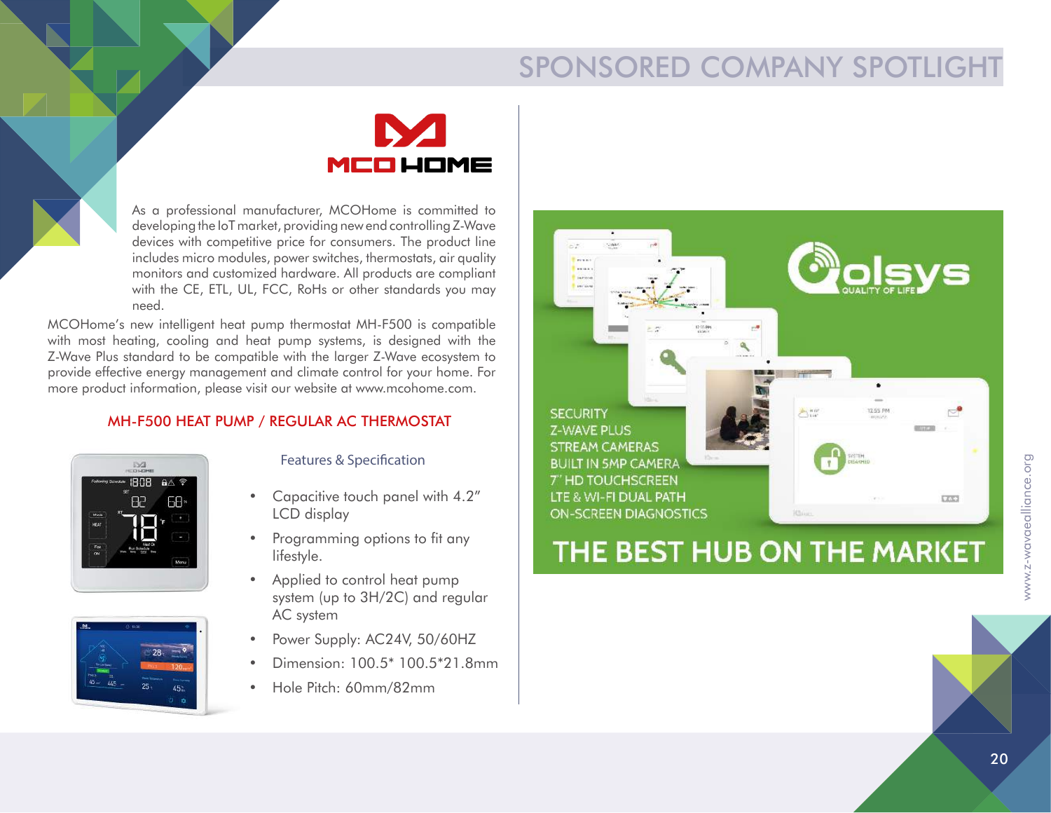# SPONSORED COMPANY SPOTLIGHT

## MCO HOME

As a professional manufacturer, MCOHome is committed to developing the IoT market, providing new end controlling Z-Wave devices with competitive price for consumers. The product line includes micro modules, power switches, thermostats, air quality monitors and customized hardware. All products are compliant with the CE, ETL, UL, FCC, RoHs or other standards you may need.

MCOHome's new intelligent heat pump thermostat MH-F500 is compatible with most heating, cooling and heat pump systems, is designed with the Z-Wave Plus standard to be compatible with the larger Z-Wave ecosystem to provide effective energy management and climate control for your home. For more product information, please visit our website at www.mcohome.com.

### MH-F500 HEAT PUMP / REGULAR AC THERMOSTAT

#### Features & Specification

- Capacitive touch panel with 4.2" LCD display
- Programming options to fit any lifestyle.
- Applied to control heat pump system (up to 3H/2C) and regular AC system
- Power Supply: AC24V, 50/60HZ
- Dimension: 100.5* 100.5*21.8mm
- Hole Pitch: 60mm/82mm

## Qolsys

QUALITY OF LIFE

- SECURITY
- Z-WAVE PLUS
- STREAM CAMERAS
- BUILT IN 5MP CAMERA
- 7" HD TOUCHSCREEN
- LTE & WI-FI DUAL PATH
- ON-SCREEN DIAGNOSTICS

**THE BEST HUB ON THE MARKET**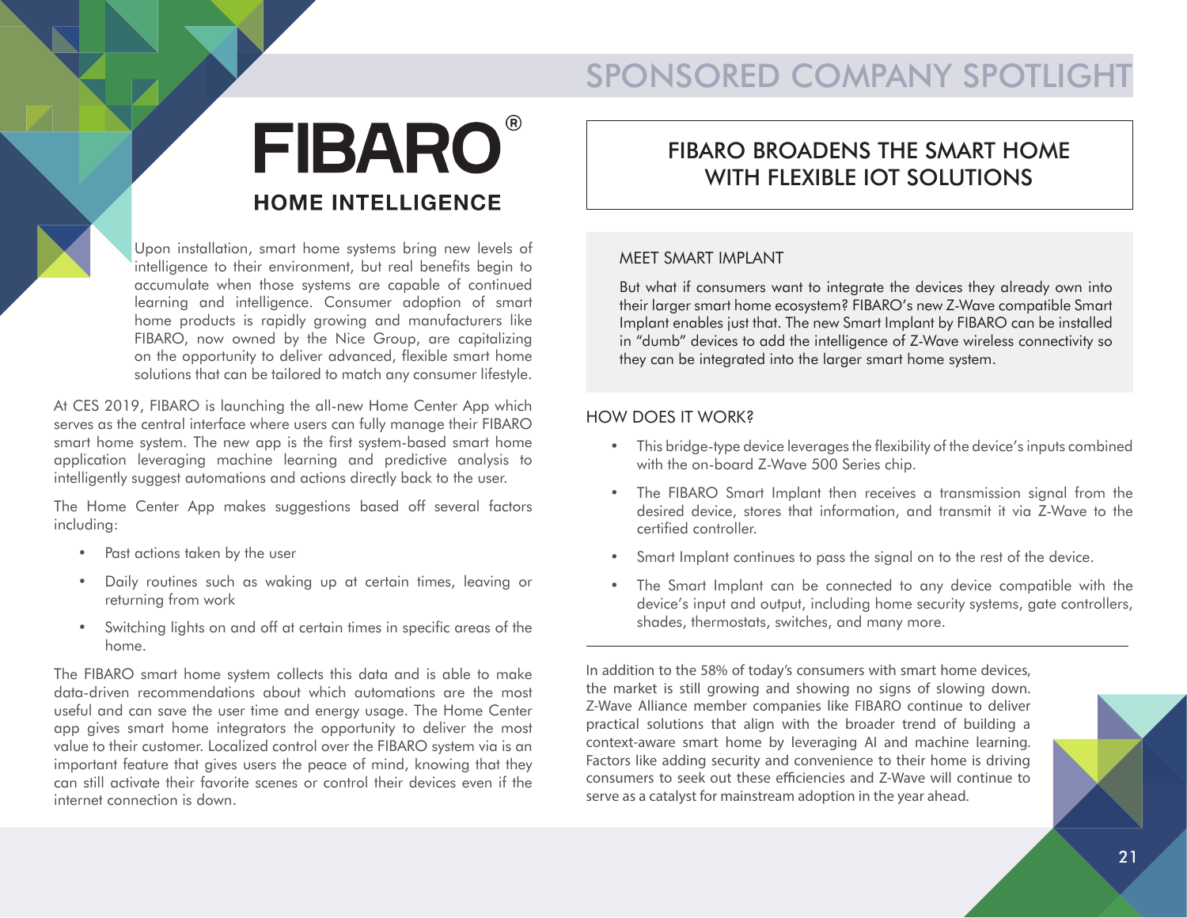SPONSORED COMPANY SPOTLIGHT

**FIBARO®**

**HOME INTELLIGENCE**

Upon installation, smart home systems bring new levels of intelligence to their environment, but real benefits begin to accumulate when those systems are capable of continued learning and intelligence. Consumer adoption of smart home products is rapidly growing and manufacturers like FIBARO, now owned by the Nice Group, are capitalizing on the opportunity to deliver advanced, flexible smart home solutions that can be tailored to match any consumer lifestyle.

At CES 2019, FIBARO is launching the all-new Home Center App which serves as the central interface where users can fully manage their FIBARO smart home system. The new app is the first system-based smart home application leveraging machine learning and predictive analysis to intelligently suggest automations and actions directly back to the user.

The Home Center App makes suggestions based off several factors including:

- Past actions taken by the user
- Daily routines such as waking up at certain times, leaving or returning from work
- Switching lights on and off at certain times in specific areas of the home.

The FIBARO smart home system collects this data and is able to make data-driven recommendations about which automations are the most useful and can save the user time and energy usage. The Home Center app gives smart home integrators the opportunity to deliver the most value to their customer. Localized control over the FIBARO system via is an important feature that gives users the peace of mind, knowing that they can still activate their favorite scenes or control their devices even if the internet connection is down.

# FIBARO BROADENS THE SMART HOME WITH FLEXIBLE IOT SOLUTIONS

## MEET SMART IMPLANT

But what if consumers want to integrate the devices they already own into their larger smart home ecosystem? FIBARO's new Z-Wave compatible Smart Implant enables just that. The new Smart Implant by FIBARO can be installed in "dumb" devices to add the intelligence of Z-Wave wireless connectivity so they can be integrated into the larger smart home system.

## HOW DOES IT WORK?

- This bridge-type device leverages the flexibility of the device's inputs combined with the on-board Z-Wave 500 Series chip.
- The FIBARO Smart Implant then receives a transmission signal from the desired device, stores that information, and transmit it via Z-Wave to the certified controller.
- Smart Implant continues to pass the signal on to the rest of the device.
- The Smart Implant can be connected to any device compatible with the device's input and output, including home security systems, gate controllers, shades, thermostats, switches, and many more.

---

In addition to the 58% of today's consumers with smart home devices, the market is still growing and showing no signs of slowing down. Z-Wave Alliance member companies like FIBARO continue to deliver practical solutions that align with the broader trend of building a context-aware smart home by leveraging AI and machine learning. Factors like adding security and convenience to their home is driving consumers to seek out these efficiencies and Z-Wave will continue to serve as a catalyst for mainstream adoption in the year ahead.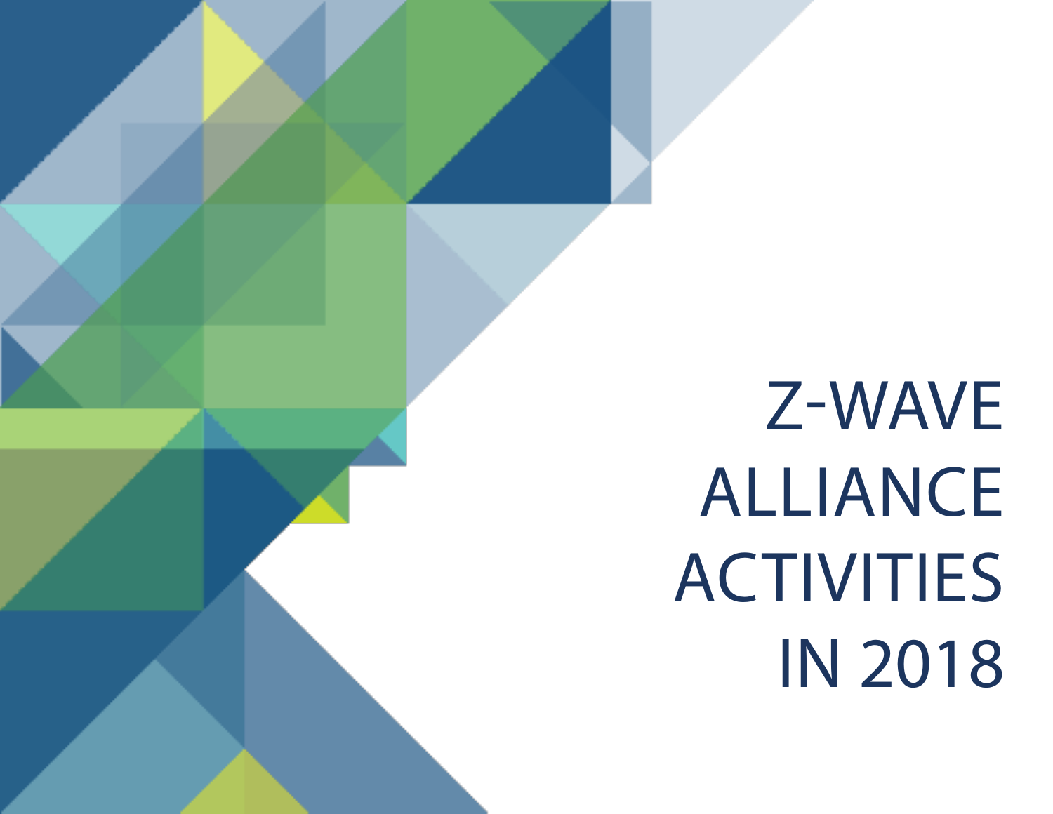# Z-WAVE ALLIANCE ACTIVITIES IN 2018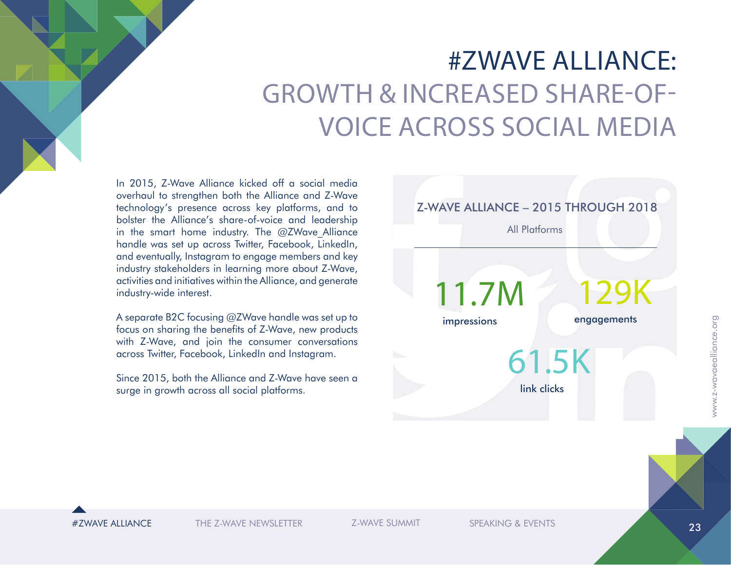# #ZWAVE ALLIANCE:
## GROWTH & INCREASED SHARE-OF-VOICE ACROSS SOCIAL MEDIA

In 2015, Z-Wave Alliance kicked off a social media overhaul to strengthen both the Alliance and Z-Wave technology's presence across key platforms, and to bolster the Alliance's share-of-voice and leadership in the smart home industry. The @ZWave_Alliance handle was set up across Twitter, Facebook, LinkedIn, and eventually, Instagram to engage members and key industry stakeholders in learning more about Z-Wave, activities and initiatives within the Alliance, and generate industry-wide interest.

A separate B2C focusing @ZWave handle was set up to focus on sharing the benefits of Z-Wave, new products with Z-Wave, and join the consumer conversations across Twitter, Facebook, LinkedIn and Instagram.

Since 2015, both the Alliance and Z-Wave have seen a surge in growth across all social platforms.

### Z-WAVE ALLIANCE – 2015 THROUGH 2018

All Platforms

**11.7M** impressions

**129K** engagements

**61.5K** link clicks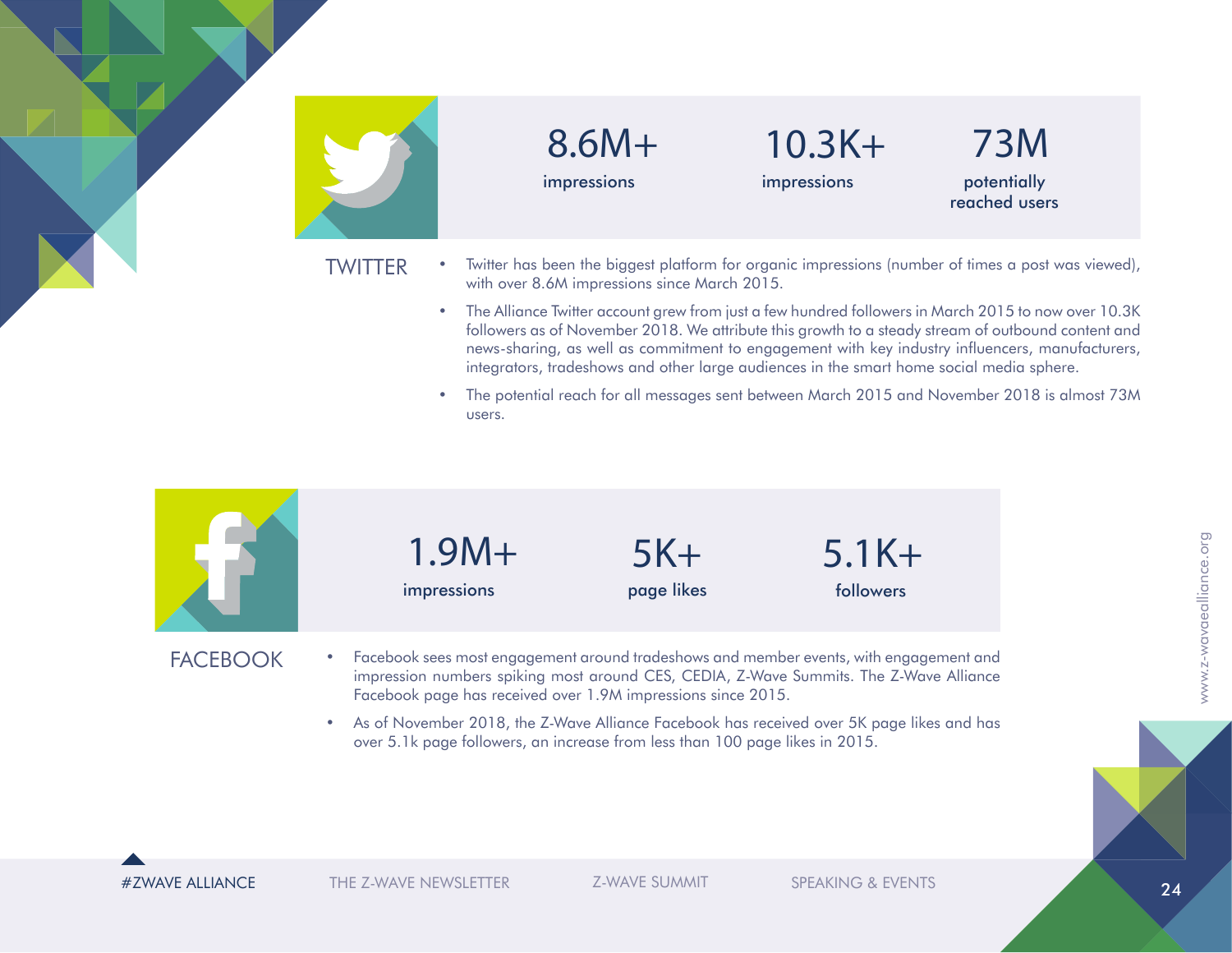## TWITTER

| 8.6M+ | 10.3K+ | 73M |
|---|---|---|
| impressions | impressions | potentially reached users |

- Twitter has been the biggest platform for organic impressions (number of times a post was viewed), with over 8.6M impressions since March 2015.
- The Alliance Twitter account grew from just a few hundred followers in March 2015 to now over 10.3K followers as of November 2018. We attribute this growth to a steady stream of outbound content and news-sharing, as well as commitment to engagement with key industry influencers, manufacturers, integrators, tradeshows and other large audiences in the smart home social media sphere.
- The potential reach for all messages sent between March 2015 and November 2018 is almost 73M users.

## FACEBOOK

| 1.9M+ | 5K+ | 5.1K+ |
|---|---|---|
| impressions | page likes | followers |

- Facebook sees most engagement around tradeshows and member events, with engagement and impression numbers spiking most around CES, CEDIA, Z-Wave Summits. The Z-Wave Alliance Facebook page has received over 1.9M impressions since 2015.
- As of November 2018, the Z-Wave Alliance Facebook has received over 5K page likes and has over 5.1k page followers, an increase from less than 100 page likes in 2015.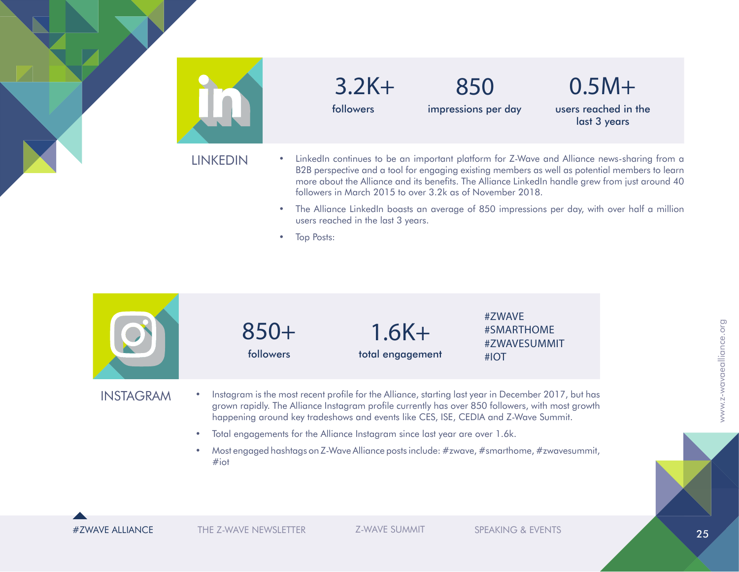## LINKEDIN

| 3.2K+ | 850 | 0.5M+ |
|---|---|---|
| followers | impressions per day | users reached in the last 3 years |

- LinkedIn continues to be an important platform for Z-Wave and Alliance news-sharing from a B2B perspective and a tool for engaging existing members as well as potential members to learn more about the Alliance and its benefits. The Alliance LinkedIn handle grew from just around 40 followers in March 2015 to over 3.2k as of November 2018.
- The Alliance LinkedIn boasts an average of 850 impressions per day, with over half a million users reached in the last 3 years.
- Top Posts:

## INSTAGRAM

| 850+ | 1.6K+ | #ZWAVE #SMARTHOME #ZWAVESUMMIT #IOT |
|---|---|---|
| followers | total engagement | |

- Instagram is the most recent profile for the Alliance, starting last year in December 2017, but has grown rapidly. The Alliance Instagram profile currently has over 850 followers, with most growth happening around key tradeshows and events like CES, ISE, CEDIA and Z-Wave Summit.
- Total engagements for the Alliance Instagram since last year are over 1.6k.
- Most engaged hashtags on Z-Wave Alliance posts include: #zwave, #smarthome, #zwavesummit, #iot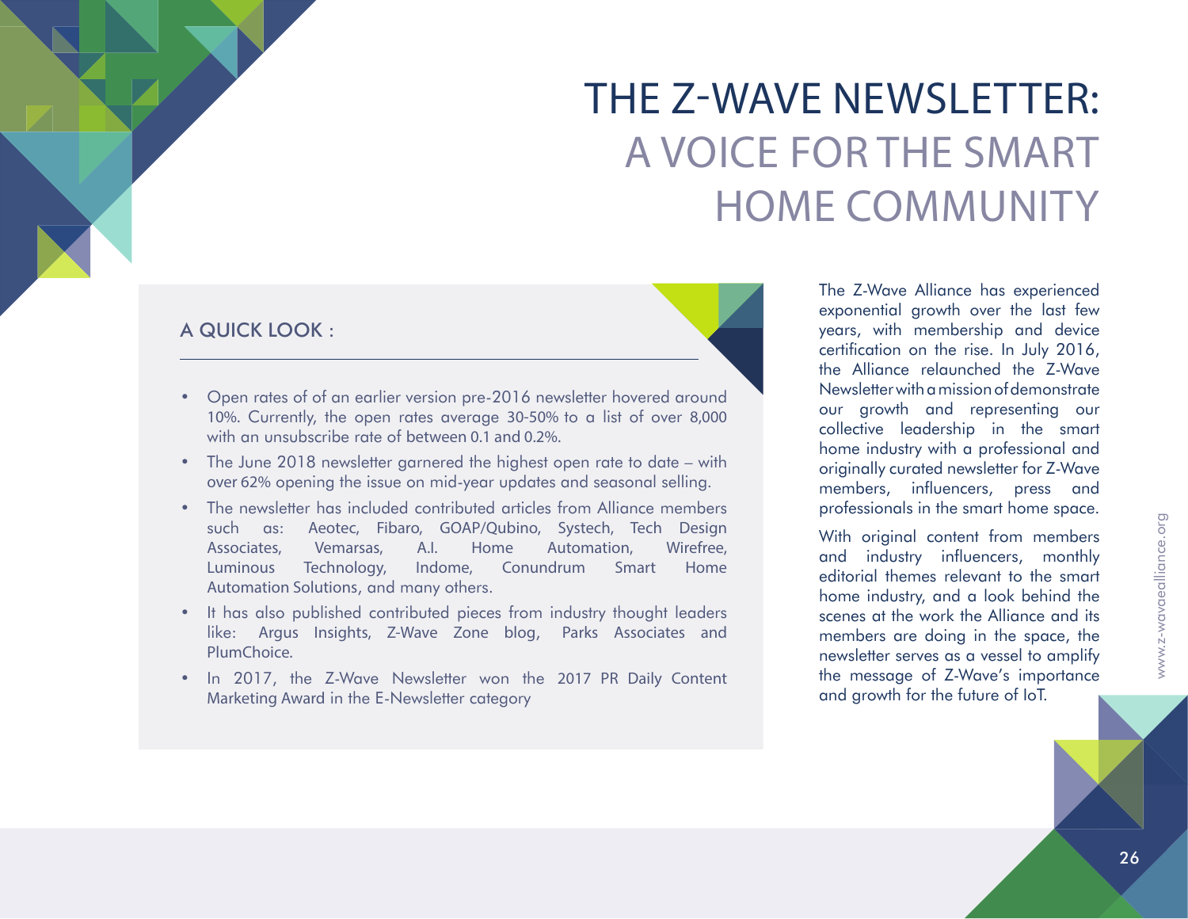# THE Z-WAVE NEWSLETTER: A VOICE FOR THE SMART HOME COMMUNITY

The Z-Wave Alliance has experienced exponential growth over the last few years, with membership and device certification on the rise. In July 2016, the Alliance relaunched the Z-Wave Newsletter with a mission of demonstrate our growth and representing our collective leadership in the smart home industry with a professional and originally curated newsletter for Z-Wave members, influencers, press and professionals in the smart home space.

With original content from members and industry influencers, monthly editorial themes relevant to the smart home industry, and a look behind the scenes at the work the Alliance and its members are doing in the space, the newsletter serves as a vessel to amplify the message of Z-Wave's importance and growth for the future of IoT.

## A QUICK LOOK :

- Open rates of of an earlier version pre-2016 newsletter hovered around 10%. Currently, the open rates average 30-50% to a list of over 8,000 with an unsubscribe rate of between 0.1 and 0.2%.
- The June 2018 newsletter garnered the highest open rate to date – with over 62% opening the issue on mid-year updates and seasonal selling.
- The newsletter has included contributed articles from Alliance members such as: Aeotec, Fibaro, GOAP/Qubino, Systech, Tech Design Associates, Vemarsas, A.I. Home Automation, Wirefree, Luminous Technology, Indome, Conundrum Smart Home Automation Solutions, and many others.
- It has also published contributed pieces from industry thought leaders like: Argus Insights, Z-Wave Zone blog, Parks Associates and PlumChoice.
- In 2017, the Z-Wave Newsletter won the 2017 PR Daily Content Marketing Award in the E-Newsletter category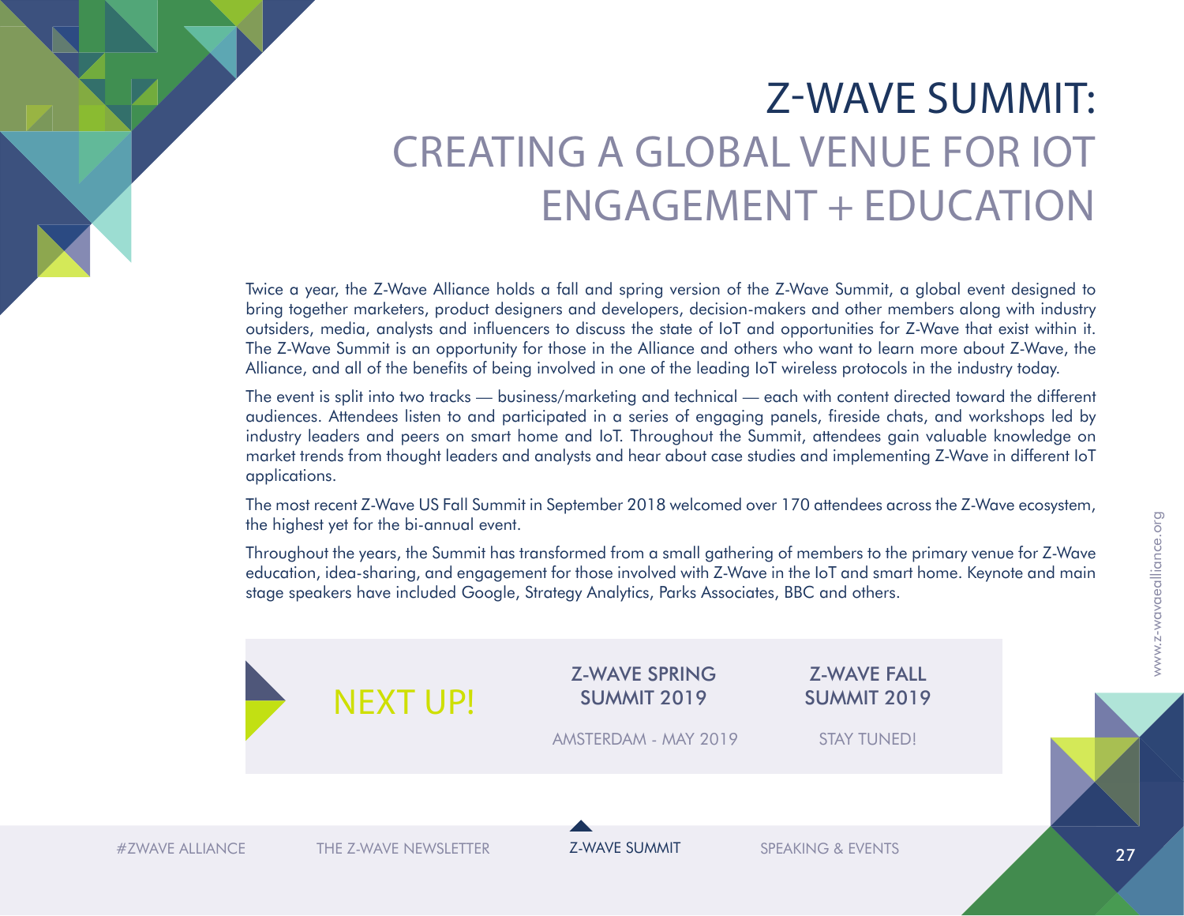# Z-WAVE SUMMIT:
## CREATING A GLOBAL VENUE FOR IOT ENGAGEMENT + EDUCATION

Twice a year, the Z-Wave Alliance holds a fall and spring version of the Z-Wave Summit, a global event designed to bring together marketers, product designers and developers, decision-makers and other members along with industry outsiders, media, analysts and influencers to discuss the state of IoT and opportunities for Z-Wave that exist within it. The Z-Wave Summit is an opportunity for those in the Alliance and others who want to learn more about Z-Wave, the Alliance, and all of the benefits of being involved in one of the leading IoT wireless protocols in the industry today.

The event is split into two tracks — business/marketing and technical — each with content directed toward the different audiences. Attendees listen to and participated in a series of engaging panels, fireside chats, and workshops led by industry leaders and peers on smart home and IoT. Throughout the Summit, attendees gain valuable knowledge on market trends from thought leaders and analysts and hear about case studies and implementing Z-Wave in different IoT applications.

The most recent Z-Wave US Fall Summit in September 2018 welcomed over 170 attendees across the Z-Wave ecosystem, the highest yet for the bi-annual event.

Throughout the years, the Summit has transformed from a small gathering of members to the primary venue for Z-Wave education, idea-sharing, and engagement for those involved with Z-Wave in the IoT and smart home. Keynote and main stage speakers have included Google, Strategy Analytics, Parks Associates, BBC and others.

## NEXT UP!

**Z-WAVE SPRING SUMMIT 2019**
AMSTERDAM - MAY 2019

**Z-WAVE FALL SUMMIT 2019**
STAY TUNED!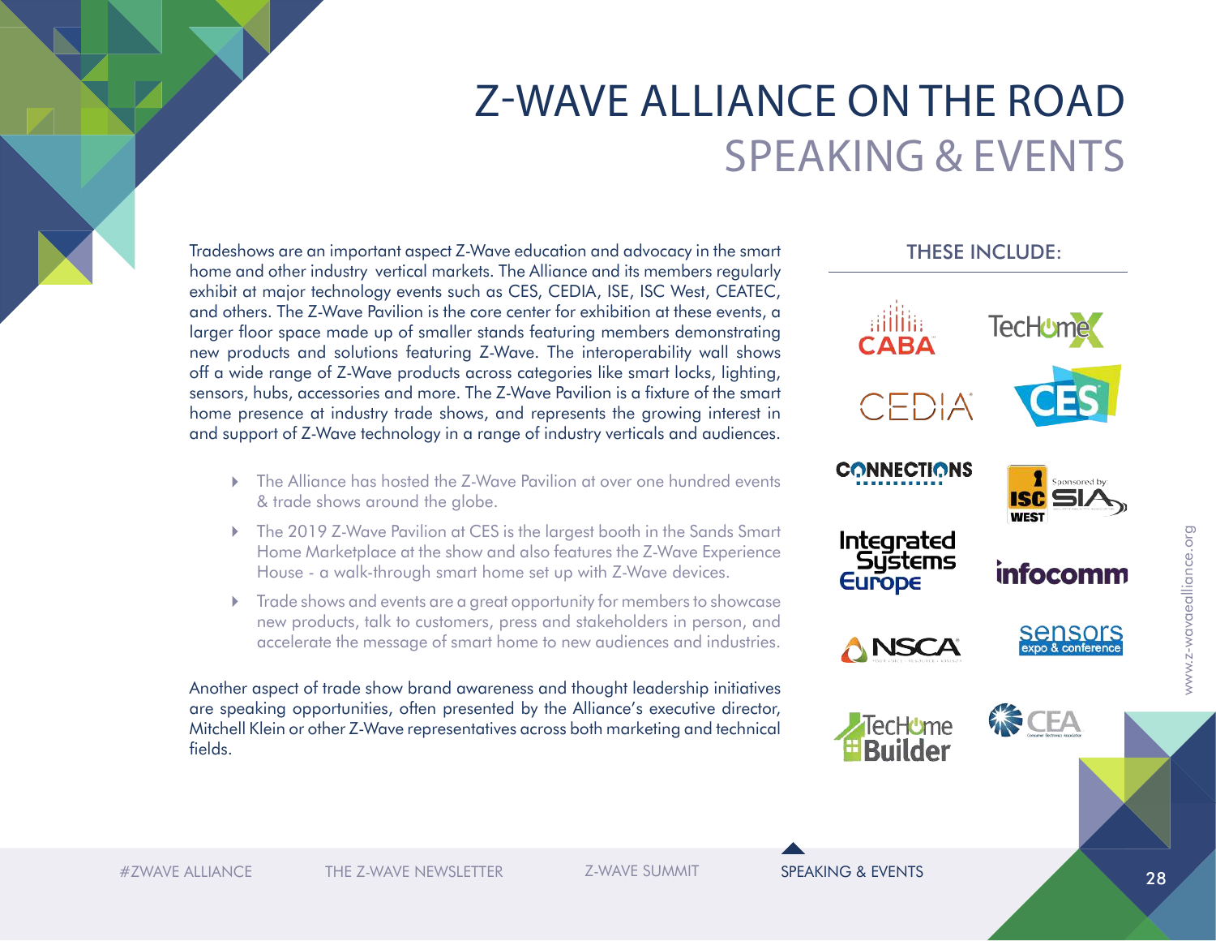# Z-WAVE ALLIANCE ON THE ROAD

## SPEAKING & EVENTS

Tradeshows are an important aspect Z-Wave education and advocacy in the smart home and other industry vertical markets. The Alliance and its members regularly exhibit at major technology events such as CES, CEDIA, ISE, ISC West, CEATEC, and others. The Z-Wave Pavilion is the core center for exhibition at these events, a larger floor space made up of smaller stands featuring members demonstrating new products and solutions featuring Z-Wave. The interoperability wall shows off a wide range of Z-Wave products across categories like smart locks, lighting, sensors, hubs, accessories and more. The Z-Wave Pavilion is a fixture of the smart home presence at industry trade shows, and represents the growing interest in and support of Z-Wave technology in a range of industry verticals and audiences.

- The Alliance has hosted the Z-Wave Pavilion at over one hundred events & trade shows around the globe.
- The 2019 Z-Wave Pavilion at CES is the largest booth in the Sands Smart Home Marketplace at the show and also features the Z-Wave Experience House - a walk-through smart home set up with Z-Wave devices.
- Trade shows and events are a great opportunity for members to showcase new products, talk to customers, press and stakeholders in person, and accelerate the message of smart home to new audiences and industries.

Another aspect of trade show brand awareness and thought leadership initiatives are speaking opportunities, often presented by the Alliance's executive director, Mitchell Klein or other Z-Wave representatives across both marketing and technical fields.

### THESE INCLUDE:

- CABA
- TecHomeX
- CEDIA
- CES
- Connections
- ISC West (Sponsored by SIA)
- Integrated Systems Europe
- infocomm
- NSCA
- sensors expo & conference
- TecHome Builder
- CEA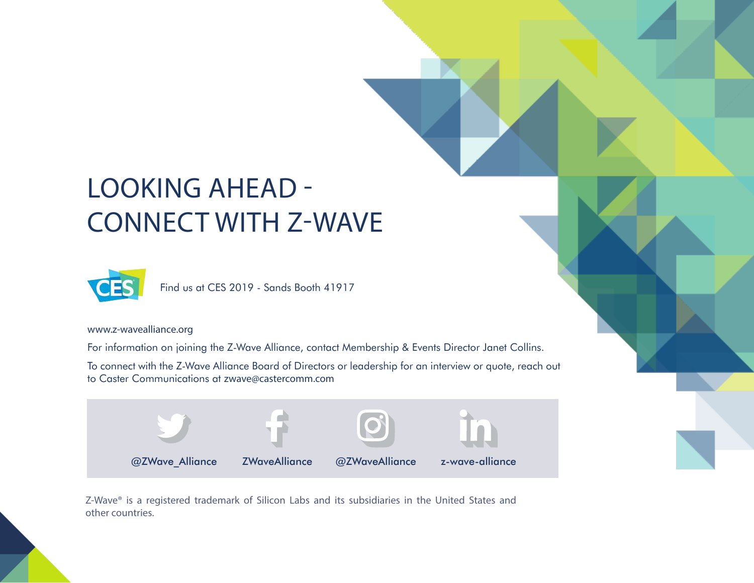# LOOKING AHEAD - CONNECT WITH Z-WAVE

Find us at CES 2019 - Sands Booth 41917

www.z-wavealliance.org

For information on joining the Z-Wave Alliance, contact Membership & Events Director Janet Collins.

To connect with the Z-Wave Alliance Board of Directors or leadership for an interview or quote, reach out to Caster Communications at zwave@castercomm.com

@ZWave_Alliance ZWaveAlliance @ZWaveAlliance z-wave-alliance

Z-Wave® is a registered trademark of Silicon Labs and its subsidiaries in the United States and other countries.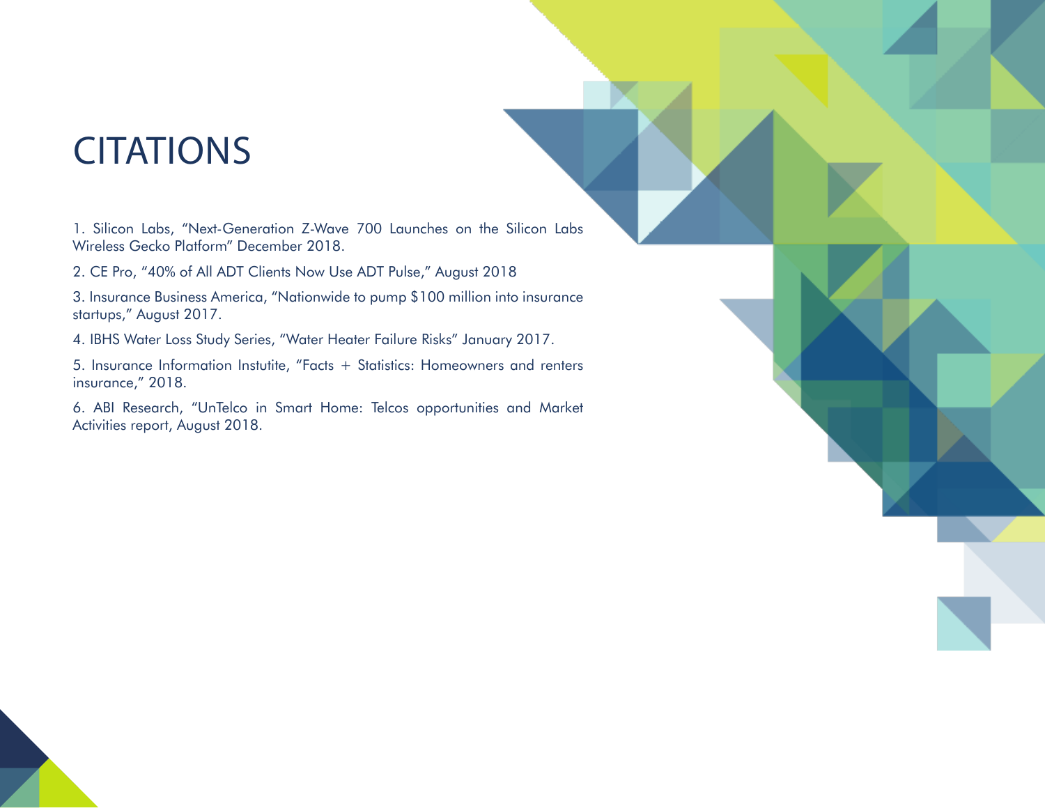# CITATIONS

1. Silicon Labs, "Next-Generation Z-Wave 700 Launches on the Silicon Labs Wireless Gecko Platform" December 2018.

2. CE Pro, "40% of All ADT Clients Now Use ADT Pulse," August 2018

3. Insurance Business America, "Nationwide to pump $100 million into insurance startups," August 2017.

4. IBHS Water Loss Study Series, "Water Heater Failure Risks" January 2017.

5. Insurance Information Instutite, "Facts + Statistics: Homeowners and renters insurance," 2018.

6. ABI Research, "UnTelco in Smart Home: Telcos opportunities and Market Activities report, August 2018.